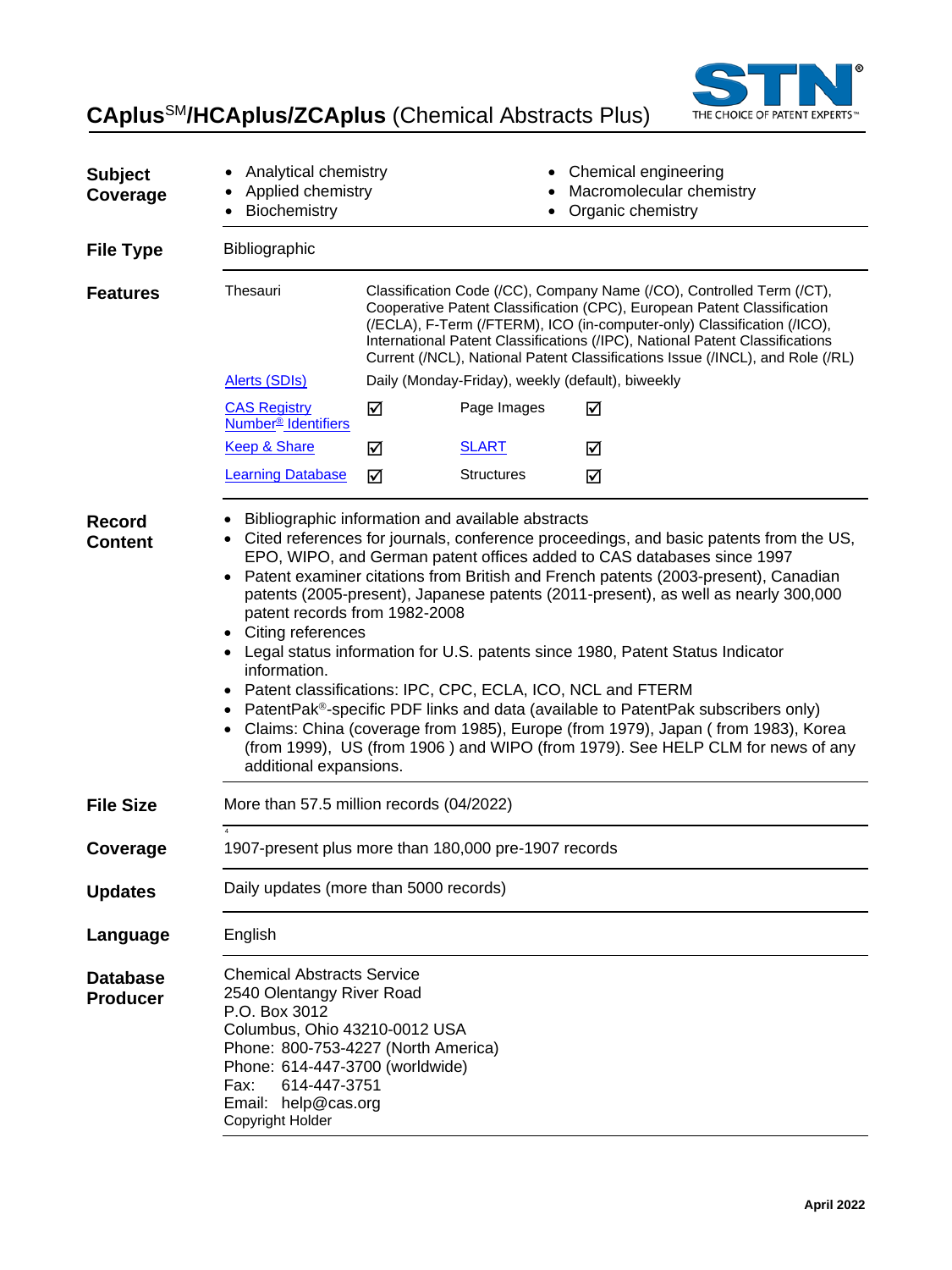# CAplus[SM]/HCAplus/ZCAplus (Chemical Abstracts Plus)

**Subject Coverage**

- Analytical chemistry
- Applied chemistry
- Biochemistry
- Chemical engineering
- Macromolecular chemistry
- Organic chemistry

**File Type**

Bibliographic

**Features**

| | | | |
|---|---|---|---|
| Thesauri | Classification Code (/CC), Company Name (/CO), Controlled Term (/CT), Cooperative Patent Classification (CPC), European Patent Classification (/ECLA), F-Term (/FTERM), ICO (in-computer-only) Classification (/ICO), International Patent Classifications (/IPC), National Patent Classifications Current (/NCL), National Patent Classifications Issue (/INCL), and Role (/RL) | | |
| Alerts (SDIs) | Daily (Monday-Friday), weekly (default), biweekly | | |
| CAS Registry Number® Identifiers | ☑ | Page Images | ☑ |
| Keep & Share | ☑ | SLART | ☑ |
| Learning Database | ☑ | Structures | ☑ |

**Record Content**

- Bibliographic information and available abstracts
- Cited references for journals, conference proceedings, and basic patents from the US, EPO, WIPO, and German patent offices added to CAS databases since 1997
- Patent examiner citations from British and French patents (2003-present), Canadian patents (2005-present), Japanese patents (2011-present), as well as nearly 300,000 patent records from 1982-2008
- Citing references
- Legal status information for U.S. patents since 1980, Patent Status Indicator information.
- Patent classifications: IPC, CPC, ECLA, ICO, NCL and FTERM
- PatentPak®-specific PDF links and data (available to PatentPak subscribers only)
- Claims: China (coverage from 1985), Europe (from 1979), Japan ( from 1983), Korea (from 1999), US (from 1906 ) and WIPO (from 1979). See HELP CLM for news of any additional expansions.

**File Size**

More than 57.5 million records (04/2022)

**Coverage**

1907-present plus more than 180,000 pre-1907 records

**Updates**

Daily updates (more than 5000 records)

**Language**

English

**Database Producer**

Chemical Abstracts Service
2540 Olentangy River Road
P.O. Box 3012
Columbus, Ohio 43210-0012 USA
Phone: 800-753-4227 (North America)
Phone: 614-447-3700 (worldwide)
Fax: 614-447-3751
Email: help@cas.org
Copyright Holder

April 2022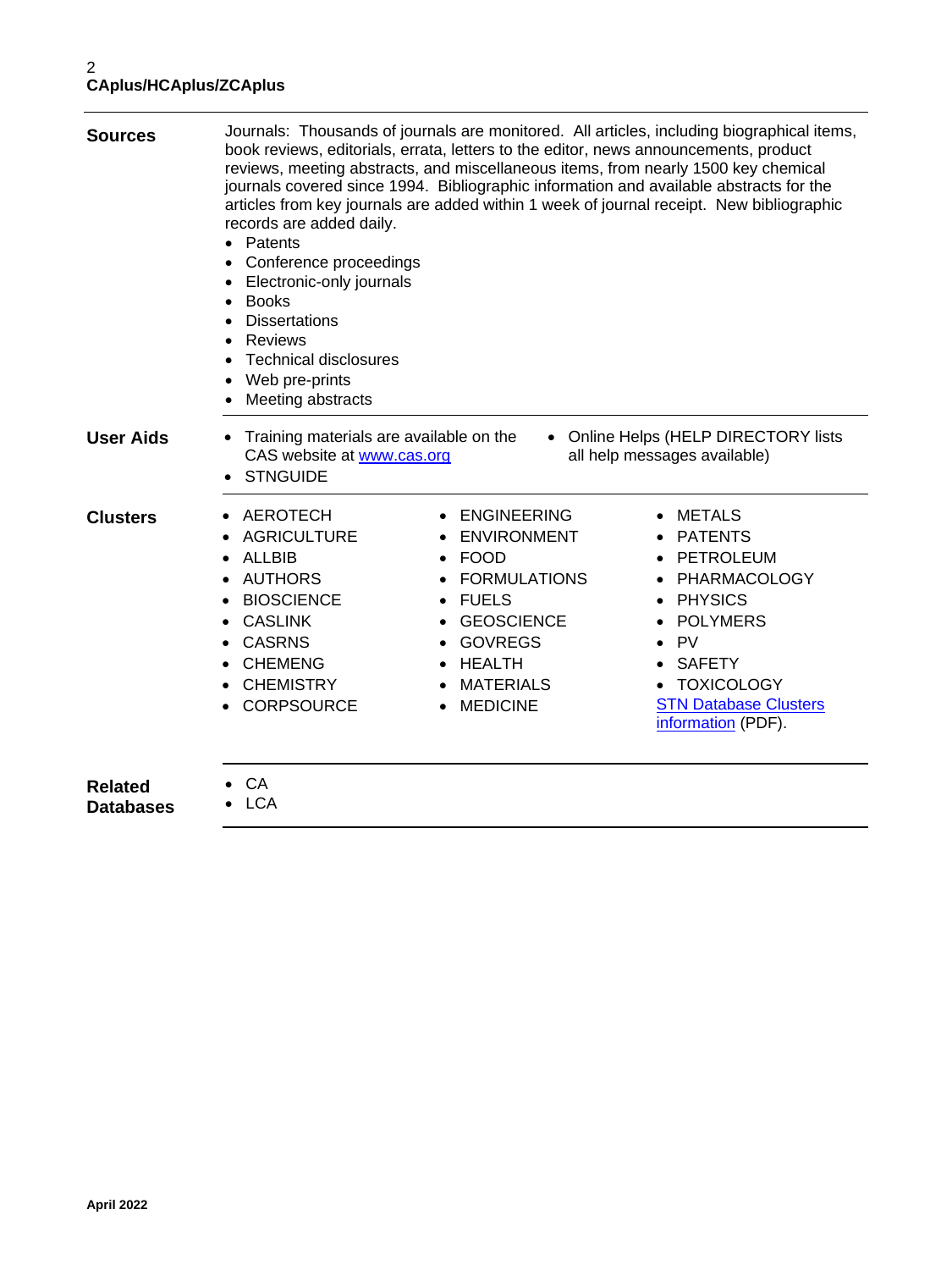**Sources**

Journals: Thousands of journals are monitored. All articles, including biographical items, book reviews, editorials, errata, letters to the editor, news announcements, product reviews, meeting abstracts, and miscellaneous items, from nearly 1500 key chemical journals covered since 1994. Bibliographic information and available abstracts for the articles from key journals are added within 1 week of journal receipt. New bibliographic records are added daily.

- Patents
- Conference proceedings
- Electronic-only journals
- Books
- Dissertations
- Reviews
- Technical disclosures
- Web pre-prints
- Meeting abstracts

**User Aids**

- Training materials are available on the CAS website at [www.cas.org](http://www.cas.org)
- STNGUIDE
- Online Helps (HELP DIRECTORY lists all help messages available)

**Clusters**

- AEROTECH
- AGRICULTURE
- ALLBIB
- AUTHORS
- BIOSCIENCE
- CASLINK
- CASRNS
- CHEMENG
- CHEMISTRY
- CORPSOURCE
- ENGINEERING
- ENVIRONMENT
- FOOD
- FORMULATIONS
- FUELS
- GEOSCIENCE
- GOVREGS
- HEALTH
- MATERIALS
- MEDICINE
- METALS
- PATENTS
- PETROLEUM
- PHARMACOLOGY
- PHYSICS
- POLYMERS
- PV
- SAFETY
- TOXICOLOGY

STN Database Clusters information (PDF).

**Related Databases**

- CA
- LCA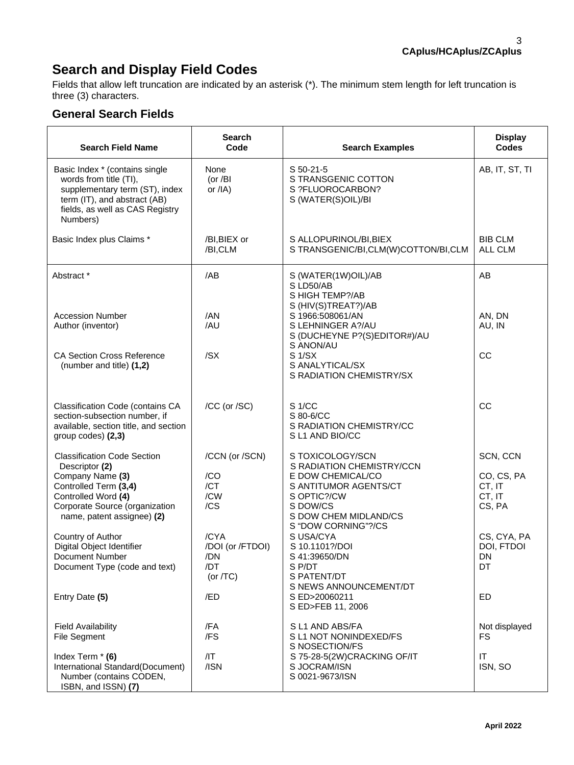## Search and Display Field Codes

Fields that allow left truncation are indicated by an asterisk (*). The minimum stem length for left truncation is three (3) characters.

### General Search Fields

| Search Field Name | Search Code | Search Examples | Display Codes |
|---|---|---|---|
| Basic Index * (contains single words from title (TI), supplementary term (ST), index term (IT), and abstract (AB) fields, as well as CAS Registry Numbers) | None (or /BI or /IA) | S 50-21-5<br>S TRANSGENIC COTTON<br>S ?FLUOROCARBON?<br>S (WATER(S)OIL)/BI | AB, IT, ST, TI |
| Basic Index plus Claims * | /BI,BIEX or /BI,CLM | S ALLOPURINOL/BI,BIEX<br>S TRANSGENIC/BI,CLM(W)COTTON/BI,CLM | BIB CLM<br>ALL CLM |
| Abstract * | /AB | S (WATER(1W)OIL)/AB<br>S LD50/AB<br>S HIGH TEMP?/AB<br>S (HIV(S)TREAT?)/AB | AB |
| Accession Number | /AN | S 1966:508061/AN | AN, DN |
| Author (inventor) | /AU | S LEHNINGER A?/AU<br>S (DUCHEYNE P?(S)EDITOR#)/AU<br>S ANON/AU | AU, IN |
| CA Section Cross Reference (number and title) **(1,2)** | /SX | S 1/SX<br>S ANALYTICAL/SX<br>S RADIATION CHEMISTRY/SX | CC |
| Classification Code (contains CA section-subsection number, if available, section title, and section group codes) **(2,3)** | /CC (or /SC) | S 1/CC<br>S 80-6/CC<br>S RADIATION CHEMISTRY/CC<br>S L1 AND BIO/CC | CC |
| Classification Code Section Descriptor **(2)** | /CCN (or /SCN) | S TOXICOLOGY/SCN<br>S RADIATION CHEMISTRY/CCN | SCN, CCN |
| Company Name **(3)** | /CO | E DOW CHEMICAL/CO | CO, CS, PA |
| Controlled Term **(3,4)** | /CT | S ANTITUMOR AGENTS/CT | CT, IT |
| Controlled Word **(4)** | /CW | S OPTIC?/CW | CT, IT |
| Corporate Source (organization name, patent assignee) **(2)** | /CS | S DOW/CS<br>S DOW CHEM MIDLAND/CS<br>S "DOW CORNING"?/CS | CS, PA |
| Country of Author | /CYA | S USA/CYA | CS, CYA, PA |
| Digital Object Identifier | /DOI (or /FTDOI) | S 10.1101?/DOI | DOI, FTDOI |
| Document Number | /DN | S 41:39650/DN | DN |
| Document Type (code and text) | /DT (or /TC) | S P/DT<br>S PATENT/DT<br>S NEWS ANNOUNCEMENT/DT | DT |
| Entry Date **(5)** | /ED | S ED>20060211<br>S ED>FEB 11, 2006 | ED |
| Field Availability | /FA | S L1 AND ABS/FA | Not displayed |
| File Segment | /FS | S L1 NOT NONINDEXED/FS<br>S NOSECTION/FS | FS |
| Index Term * **(6)** | /IT | S 75-28-5(2W)CRACKING OF/IT | IT |
| International Standard(Document) Number (contains CODEN, ISBN, and ISSN) **(7)** | /ISN | S JOCRAM/ISN<br>S 0021-9673/ISN | ISN, SO |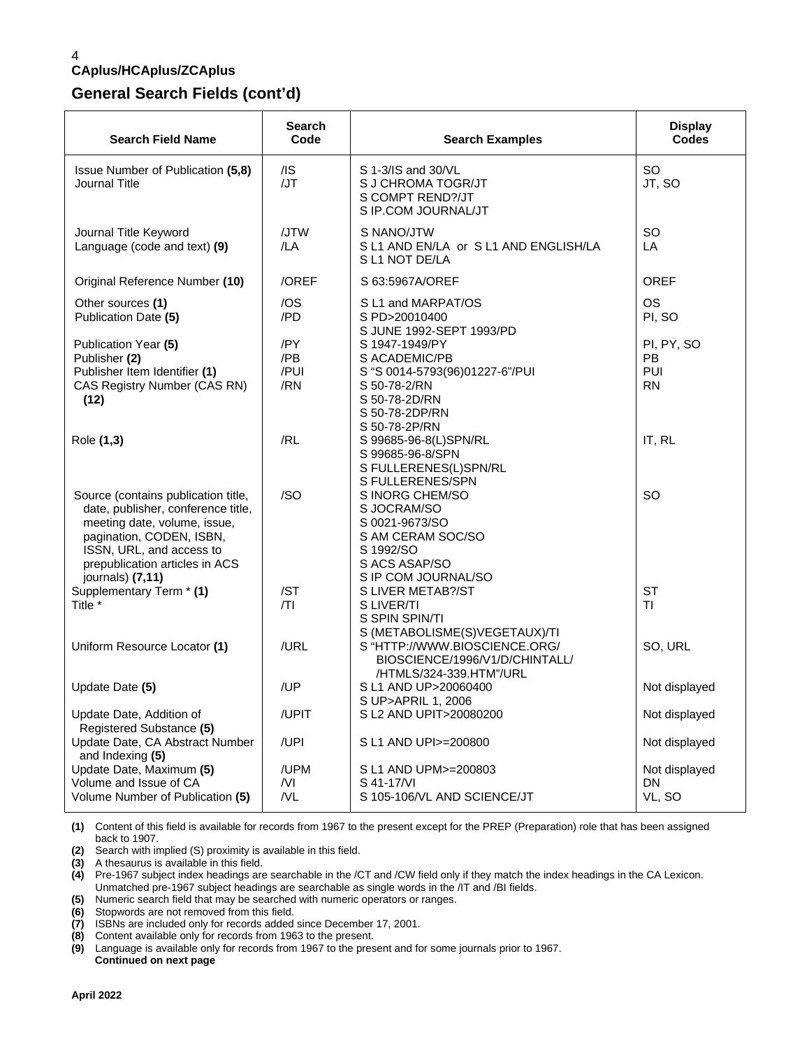## CAplus/HCAplus/ZCAplus

## General Search Fields (cont'd)

| Search Field Name | Search Code | Search Examples | Display Codes |
|---|---|---|---|
| Issue Number of Publication **(5,8)** | /IS | S 1-3/IS and 30/VL | SO |
| Journal Title | /JT | S J CHROMA TOGR/JT<br>S COMPT REND?/JT<br>S IP.COM JOURNAL/JT | JT, SO |
| Journal Title Keyword | /JTW | S NANO/JTW | SO |
| Language (code and text) **(9)** | /LA | S L1 AND EN/LA or S L1 AND ENGLISH/LA<br>S L1 NOT DE/LA | LA |
| Original Reference Number **(10)** | /OREF | S 63:5967A/OREF | OREF |
| Other sources **(1)** | /OS | S L1 and MARPAT/OS | OS |
| Publication Date **(5)** | /PD | S PD>20010400<br>S JUNE 1992-SEPT 1993/PD | PI, SO |
| Publication Year **(5)** | /PY | S 1947-1949/PY | PI, PY, SO |
| Publisher **(2)** | /PB | S ACADEMIC/PB | PB |
| Publisher Item Identifier **(1)** | /PUI | S "S 0014-5793(96)01227-6"/PUI | PUI |
| CAS Registry Number (CAS RN) **(12)** | /RN | S 50-78-2/RN<br>S 50-78-2D/RN<br>S 50-78-2DP/RN<br>S 50-78-2P/RN | RN |
| Role **(1,3)** | /RL | S 99685-96-8(L)SPN/RL<br>S 99685-96-8/SPN<br>S FULLERENES(L)SPN/RL<br>S FULLERENES/SPN | IT, RL |
| Source (contains publication title, date, publisher, conference title, meeting date, volume, issue, pagination, CODEN, ISBN, ISSN, URL, and access to prepublication articles in ACS journals) **(7,11)** | /SO | S INORG CHEM/SO<br>S JOCRAM/SO<br>S 0021-9673/SO<br>S AM CERAM SOC/SO<br>S 1992/SO<br>S ACS ASAP/SO<br>S IP COM JOURNAL/SO | SO |
| Supplementary Term * **(1)** | /ST | S LIVER METAB?/ST | ST |
| Title * | /TI | S LIVER/TI<br>S SPIN SPIN/TI<br>S (METABOLISME(S)VEGETAUX)/TI | TI |
| Uniform Resource Locator **(1)** | /URL | S "HTTP://WWW.BIOSCIENCE.ORG/ BIOSCIENCE/1996/V1/D/CHINTALL/ /HTMLS/324-339.HTM"/URL | SO, URL |
| Update Date **(5)** | /UP | S L1 AND UP>20060400<br>S UP>APRIL 1, 2006 | Not displayed |
| Update Date, Addition of Registered Substance **(5)** | /UPIT | S L2 AND UPIT>20080200 | Not displayed |
| Update Date, CA Abstract Number and Indexing **(5)** | /UPI | S L1 AND UPI>=200800 | Not displayed |
| Update Date, Maximum **(5)** | /UPM | S L1 AND UPM>=200803 | Not displayed |
| Volume and Issue of CA | /VI | S 41-17/VI | DN |
| Volume Number of Publication **(5)** | /VL | S 105-106/VL AND SCIENCE/JT | VL, SO |

**(1)** Content of this field is available for records from 1967 to the present except for the PREP (Preparation) role that has been assigned back to 1907.
**(2)** Search with implied (S) proximity is available in this field.
**(3)** A thesaurus is available in this field.
**(4)** Pre-1967 subject index headings are searchable in the /CT and /CW field only if they match the index headings in the CA Lexicon. Unmatched pre-1967 subject headings are searchable as single words in the /IT and /BI fields.
**(5)** Numeric search field that may be searched with numeric operators or ranges.
**(6)** Stopwords are not removed from this field.
**(7)** ISBNs are included only for records added since December 17, 2001.
**(8)** Content available only for records from 1963 to the present.
**(9)** Language is available only for records from 1967 to the present and for some journals prior to 1967.

**Continued on next page**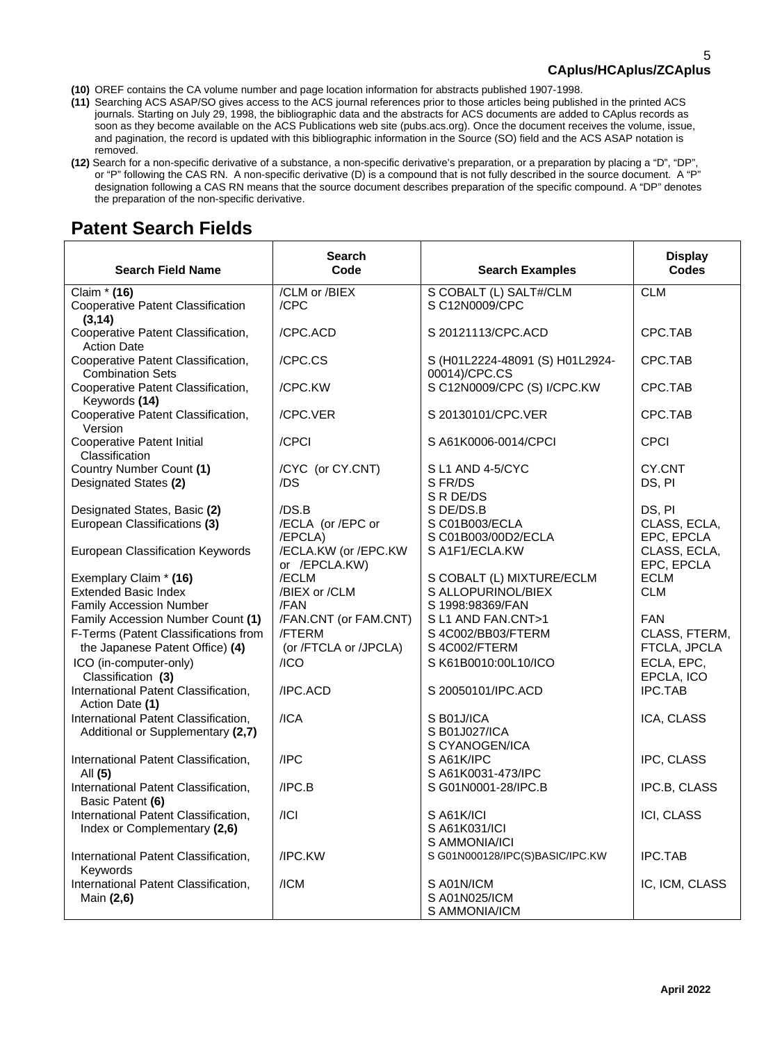**(10)** OREF contains the CA volume number and page location information for abstracts published 1907-1998.

**(11)** Searching ACS ASAP/SO gives access to the ACS journal references prior to those articles being published in the printed ACS journals. Starting on July 29, 1998, the bibliographic data and the abstracts for ACS documents are added to CAplus records as soon as they become available on the ACS Publications web site (pubs.acs.org). Once the document receives the volume, issue, and pagination, the record is updated with this bibliographic information in the Source (SO) field and the ACS ASAP notation is removed.

**(12)** Search for a non-specific derivative of a substance, a non-specific derivative's preparation, or a preparation by placing a "D", "DP", or "P" following the CAS RN. A non-specific derivative (D) is a compound that is not fully described in the source document. A "P" designation following a CAS RN means that the source document describes preparation of the specific compound. A "DP" denotes the preparation of the non-specific derivative.

## Patent Search Fields

| Search Field Name | Search Code | Search Examples | Display Codes |
|---|---|---|---|
| Claim * **(16)** | /CLM or /BIEX | S COBALT (L) SALT#/CLM | CLM |
| Cooperative Patent Classification **(3,14)** | /CPC | S C12N0009/CPC | |
| Cooperative Patent Classification, Action Date | /CPC.ACD | S 20121113/CPC.ACD | CPC.TAB |
| Cooperative Patent Classification, Combination Sets | /CPC.CS | S (H01L2224-48091 (S) H01L2924-00014)/CPC.CS | CPC.TAB |
| Cooperative Patent Classification, Keywords **(14)** | /CPC.KW | S C12N0009/CPC (S) I/CPC.KW | CPC.TAB |
| Cooperative Patent Classification, Version | /CPC.VER | S 20130101/CPC.VER | CPC.TAB |
| Cooperative Patent Initial Classification | /CPCI | S A61K0006-0014/CPCI | CPCI |
| Country Number Count **(1)** | /CYC (or CY.CNT) | S L1 AND 4-5/CYC | CY.CNT |
| Designated States **(2)** | /DS | S FR/DS<br>S R DE/DS | DS, PI |
| Designated States, Basic **(2)** | /DS.B | S DE/DS.B | DS, PI |
| European Classifications **(3)** | /ECLA (or /EPC or /EPCLA) | S C01B003/ECLA<br>S C01B003/00D2/ECLA | CLASS, ECLA, EPC, EPCLA |
| European Classification Keywords | /ECLA.KW (or /EPC.KW or /EPCLA.KW) | S A1F1/ECLA.KW | CLASS, ECLA, EPC, EPCLA |
| Exemplary Claim * **(16)** | /ECLM | S COBALT (L) MIXTURE/ECLM | ECLM |
| Extended Basic Index | /BIEX or /CLM | S ALLOPURINOL/BIEX | CLM |
| Family Accession Number | /FAN | S 1998:98369/FAN | |
| Family Accession Number Count **(1)** | /FAN.CNT (or FAM.CNT) | S L1 AND FAN.CNT>1 | FAN |
| F-Terms (Patent Classifications from the Japanese Patent Office) **(4)** | /FTERM (or /FTCLA or /JPCLA) | S 4C002/BB03/FTERM<br>S 4C002/FTERM | CLASS, FTERM, FTCLA, JPCLA |
| ICO (in-computer-only) Classification **(3)** | /ICO | S K61B0010:00L10/ICO | ECLA, EPC, EPCLA, ICO |
| International Patent Classification, Action Date **(1)** | /IPC.ACD | S 20050101/IPC.ACD | IPC.TAB |
| International Patent Classification, Additional or Supplementary **(2,7)** | /ICA | S B01J/ICA<br>S B01J027/ICA<br>S CYANOGEN/ICA | ICA, CLASS |
| International Patent Classification, All **(5)** | /IPC | S A61K/IPC<br>S A61K0031-473/IPC | IPC, CLASS |
| International Patent Classification, Basic Patent **(6)** | /IPC.B | S G01N0001-28/IPC.B | IPC.B, CLASS |
| International Patent Classification, Index or Complementary **(2,6)** | /ICI | S A61K/ICI<br>S A61K031/ICI<br>S AMMONIA/ICI | ICI, CLASS |
| International Patent Classification, Keywords | /IPC.KW | S G01N000128/IPC(S)BASIC/IPC.KW | IPC.TAB |
| International Patent Classification, Main **(2,6)** | /ICM | S A01N/ICM<br>S A01N025/ICM<br>S AMMONIA/ICM | IC, ICM, CLASS |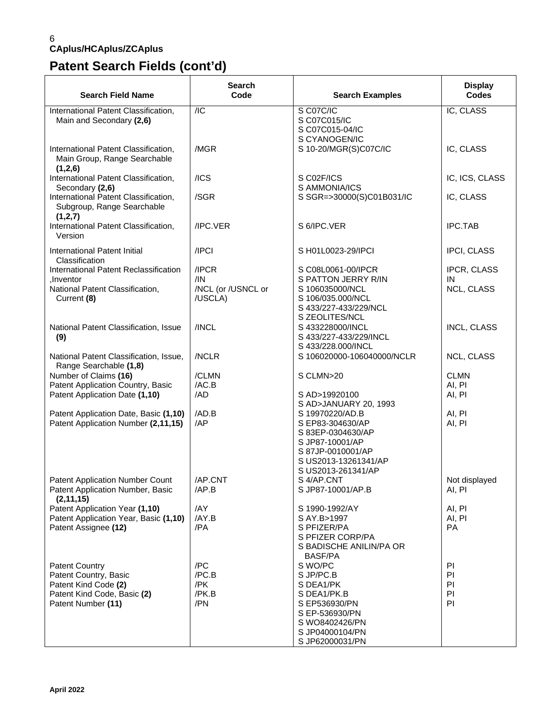**CAplus/HCAplus/ZCAplus**

# Patent Search Fields (cont'd)

| Search Field Name | Search Code | Search Examples | Display Codes |
|---|---|---|---|
| International Patent Classification, Main and Secondary **(2,6)** | /IC | S C07C/IC<br>S C07C015/IC<br>S C07C015-04/IC<br>S CYANOGEN/IC | IC, CLASS |
| International Patent Classification, Main Group, Range Searchable **(1,2,6)** | /MGR | S 10-20/MGR(S)C07C/IC | IC, CLASS |
| International Patent Classification, Secondary **(2,6)** | /ICS | S C02F/ICS<br>S AMMONIA/ICS | IC, ICS, CLASS |
| International Patent Classification, Subgroup, Range Searchable **(1,2,7)** | /SGR | S SGR=>30000(S)C01B031/IC | IC, CLASS |
| International Patent Classification, Version | /IPC.VER | S 6/IPC.VER | IPC.TAB |
| International Patent Initial Classification | /IPCI | S H01L0023-29/IPCI | IPCI, CLASS |
| International Patent Reclassification | /IPCR | S C08L0061-00/IPCR | IPCR, CLASS |
| ,Inventor | /IN | S PATTON JERRY R/IN | IN |
| National Patent Classification, Current **(8)** | /NCL (or /USNCL or /USCLA) | S 106035000/NCL<br>S 106/035.000/NCL<br>S 433/227-433/229/NCL<br>S ZEOLITES/NCL | NCL, CLASS |
| National Patent Classification, Issue **(9)** | /INCL | S 433228000/INCL<br>S 433/227-433/229/INCL<br>S 433/228.000/INCL | INCL, CLASS |
| National Patent Classification, Issue, Range Searchable **(1,8)** | /NCLR | S 106020000-106040000/NCLR | NCL, CLASS |
| Number of Claims **(16)** | /CLMN | S CLMN>20 | CLMN |
| Patent Application Country, Basic | /AC.B | | AI, PI |
| Patent Application Date **(1,10)** | /AD | S AD>19920100<br>S AD>JANUARY 20, 1993 | AI, PI |
| Patent Application Date, Basic **(1,10)** | /AD.B | S 19970220/AD.B | AI, PI |
| Patent Application Number **(2,11,15)** | /AP | S EP83-304630/AP<br>S 83EP-0304630/AP<br>S JP87-10001/AP<br>S 87JP-0010001/AP<br>S US2013-13261341/AP<br>S US2013-261341/AP | AI, PI |
| Patent Application Number Count | /AP.CNT | S 4/AP.CNT | Not displayed |
| Patent Application Number, Basic **(2,11,15)** | /AP.B | S JP87-10001/AP.B | AI, PI |
| Patent Application Year **(1,10)** | /AY | S 1990-1992/AY | AI, PI |
| Patent Application Year, Basic **(1,10)** | /AY.B | S AY.B>1997 | AI, PI |
| Patent Assignee **(12)** | /PA | S PFIZER/PA<br>S PFIZER CORP/PA<br>S BADISCHE ANILIN/PA OR BASF/PA | PA |
| Patent Country | /PC | S WO/PC | PI |
| Patent Country, Basic | /PC.B | S JP/PC.B | PI |
| Patent Kind Code **(2)** | /PK | S DEA1/PK | PI |
| Patent Kind Code, Basic **(2)** | /PK.B | S DEA1/PK.B | PI |
| Patent Number **(11)** | /PN | S EP536930/PN<br>S EP-536930/PN<br>S WO8402426/PN<br>S JP04000104/PN<br>S JP62000031/PN | PI |

April 2022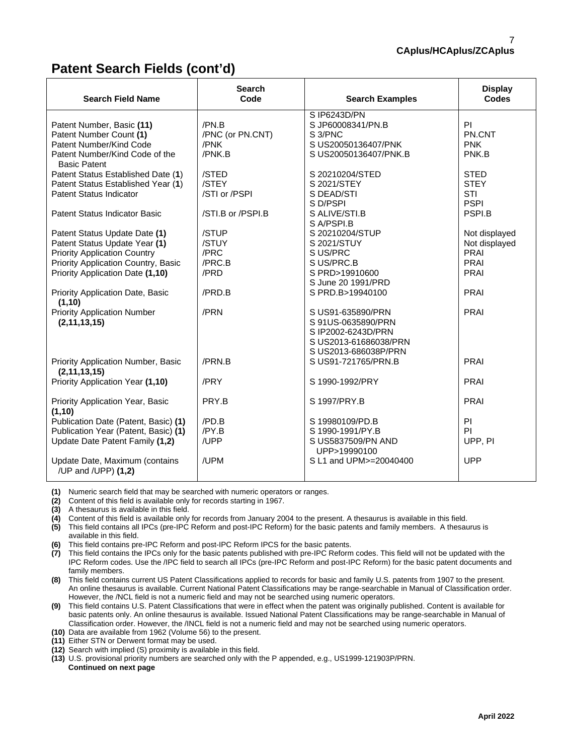## Patent Search Fields (cont'd)

| Search Field Name | Search Code | Search Examples | Display Codes |
|---|---|---|---|
| | | S IP6243D/PN | |
| Patent Number, Basic **(11)** | /PN.B | S JP60008341/PN.B | PI |
| Patent Number Count **(1)** | /PNC (or PN.CNT) | S 3/PNC | PN.CNT |
| Patent Number/Kind Code | /PNK | S US20050136407/PNK | PNK |
| Patent Number/Kind Code of the Basic Patent | /PNK.B | S US20050136407/PNK.B | PNK.B |
| Patent Status Established Date (**1**) | /STED | S 20210204/STED | STED |
| Patent Status Established Year (**1**) | /STEY | S 2021/STEY | STEY |
| Patent Status Indicator | /STI or /PSPI | S DEAD/STI<br>S D/PSPI | STI<br>PSPI |
| Patent Status Indicator Basic | /STI.B or /PSPI.B | S ALIVE/STI.B<br>S A/PSPI.B | PSPI.B |
| Patent Status Update Date **(1)** | /STUP | S 20210204/STUP | Not displayed |
| Patent Status Update Year **(1)** | /STUY | S 2021/STUY | Not displayed |
| Priority Application Country | /PRC | S US/PRC | PRAI |
| Priority Application Country, Basic | /PRC.B | S US/PRC.B | PRAI |
| Priority Application Date **(1,10)** | /PRD | S PRD>19910600<br>S June 20 1991/PRD | PRAI |
| Priority Application Date, Basic **(1,10)** | /PRD.B | S PRD.B>19940100 | PRAI |
| Priority Application Number **(2,11,13,15)** | /PRN | S US91-635890/PRN<br>S 91US-0635890/PRN<br>S IP2002-6243D/PRN<br>S US2013-61686038/PRN<br>S US2013-686038P/PRN | PRAI |
| Priority Application Number, Basic **(2,11,13,15)** | /PRN.B | S US91-721765/PRN.B | PRAI |
| Priority Application Year **(1,10)** | /PRY | S 1990-1992/PRY | PRAI |
| Priority Application Year, Basic **(1,10)** | PRY.B | S 1997/PRY.B | PRAI |
| Publication Date (Patent, Basic) **(1)** | /PD.B | S 19980109/PD.B | PI |
| Publication Year (Patent, Basic) **(1)** | /PY.B | S 1990-1991/PY.B | PI |
| Update Date Patent Family **(1,2)** | /UPP | S US5837509/PN AND UPP>19990100 | UPP, PI |
| Update Date, Maximum (contains /UP and /UPP) **(1,2)** | /UPM | S L1 and UPM>=20040400 | UPP |

**(1)** Numeric search field that may be searched with numeric operators or ranges.
**(2)** Content of this field is available only for records starting in 1967.
**(3)** A thesaurus is available in this field.
**(4)** Content of this field is available only for records from January 2004 to the present. A thesaurus is available in this field.
**(5)** This field contains all IPCs (pre-IPC Reform and post-IPC Reform) for the basic patents and family members. A thesaurus is available in this field.
**(6)** This field contains pre-IPC Reform and post-IPC Reform IPCS for the basic patents.
**(7)** This field contains the IPCs only for the basic patents published with pre-IPC Reform codes. This field will not be updated with the IPC Reform codes. Use the /IPC field to search all IPCs (pre-IPC Reform and post-IPC Reform) for the basic patent documents and family members.
**(8)** This field contains current US Patent Classifications applied to records for basic and family U.S. patents from 1907 to the present. An online thesaurus is available. Current National Patent Classifications may be range-searchable in Manual of Classification order. However, the /NCL field is not a numeric field and may not be searched using numeric operators.
**(9)** This field contains U.S. Patent Classifications that were in effect when the patent was originally published. Content is available for basic patents only. An online thesaurus is available. Issued National Patent Classifications may be range-searchable in Manual of Classification order. However, the /INCL field is not a numeric field and may not be searched using numeric operators.
**(10)** Data are available from 1962 (Volume 56) to the present.
**(11)** Either STN or Derwent format may be used.
**(12)** Search with implied (S) proximity is available in this field.
**(13)** U.S. provisional priority numbers are searched only with the P appended, e.g., US1999-121903P/PRN.

**Continued on next page**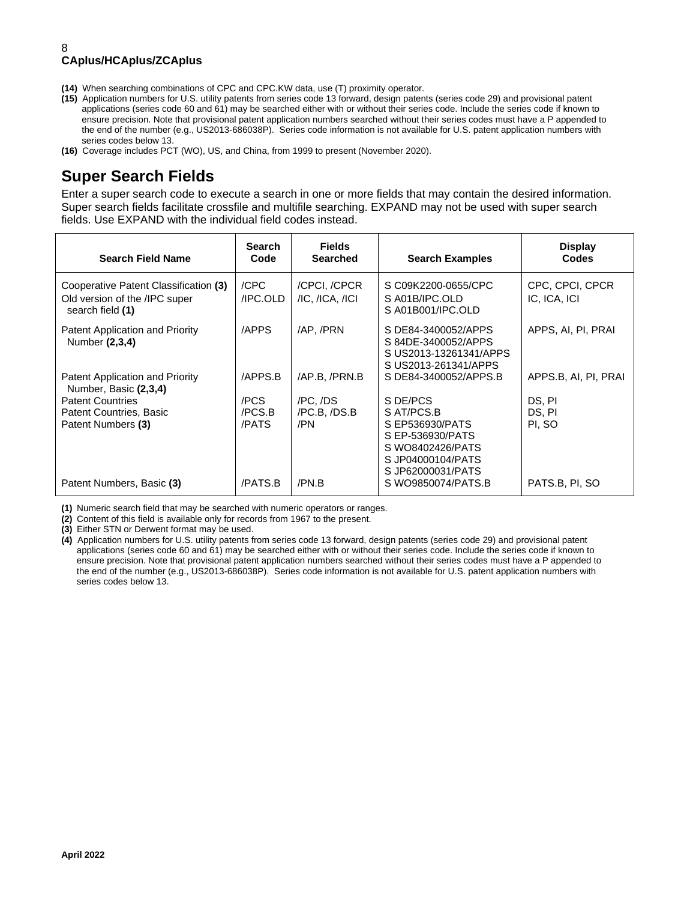**(14)** When searching combinations of CPC and CPC.KW data, use (T) proximity operator.

**(15)** Application numbers for U.S. utility patents from series code 13 forward, design patents (series code 29) and provisional patent applications (series code 60 and 61) may be searched either with or without their series code. Include the series code if known to ensure precision. Note that provisional patent application numbers searched without their series codes must have a P appended to the end of the number (e.g., US2013-686038P). Series code information is not available for U.S. patent application numbers with series codes below 13.

**(16)** Coverage includes PCT (WO), US, and China, from 1999 to present (November 2020).

## Super Search Fields

Enter a super search code to execute a search in one or more fields that may contain the desired information. Super search fields facilitate crossfile and multifile searching. EXPAND may not be used with super search fields. Use EXPAND with the individual field codes instead.

| Search Field Name | Search Code | Fields Searched | Search Examples | Display Codes |
|---|---|---|---|---|
| Cooperative Patent Classification **(3)** | /CPC | /CPCI, /CPCR | S C09K2200-0655/CPC | CPC, CPCI, CPCR |
| Old version of the /IPC super search field **(1)** | /IPC.OLD | /IC, /ICA, /ICI | S A01B/IPC.OLD<br>S A01B001/IPC.OLD | IC, ICA, ICI |
| Patent Application and Priority Number **(2,3,4)** | /APPS | /AP, /PRN | S DE84-3400052/APPS<br>S 84DE-3400052/APPS<br>S US2013-13261341/APPS<br>S US2013-261341/APPS | APPS, AI, PI, PRAI |
| Patent Application and Priority Number, Basic **(2,3,4)** | /APPS.B | /AP.B, /PRN.B | S DE84-3400052/APPS.B | APPS.B, AI, PI, PRAI |
| Patent Countries | /PCS | /PC, /DS | S DE/PCS | DS, PI |
| Patent Countries, Basic | /PCS.B | /PC.B, /DS.B | S AT/PCS.B | DS, PI |
| Patent Numbers **(3)** | /PATS | /PN | S EP536930/PATS<br>S EP-536930/PATS<br>S WO8402426/PATS<br>S JP04000104/PATS<br>S JP62000031/PATS | PI, SO |
| Patent Numbers, Basic **(3)** | /PATS.B | /PN.B | S WO9850074/PATS.B | PATS.B, PI, SO |

**(1)** Numeric search field that may be searched with numeric operators or ranges.

**(2)** Content of this field is available only for records from 1967 to the present.

**(3)** Either STN or Derwent format may be used.

**(4)** Application numbers for U.S. utility patents from series code 13 forward, design patents (series code 29) and provisional patent applications (series code 60 and 61) may be searched either with or without their series code. Include the series code if known to ensure precision. Note that provisional patent application numbers searched without their series codes must have a P appended to the end of the number (e.g., US2013-686038P). Series code information is not available for U.S. patent application numbers with series codes below 13.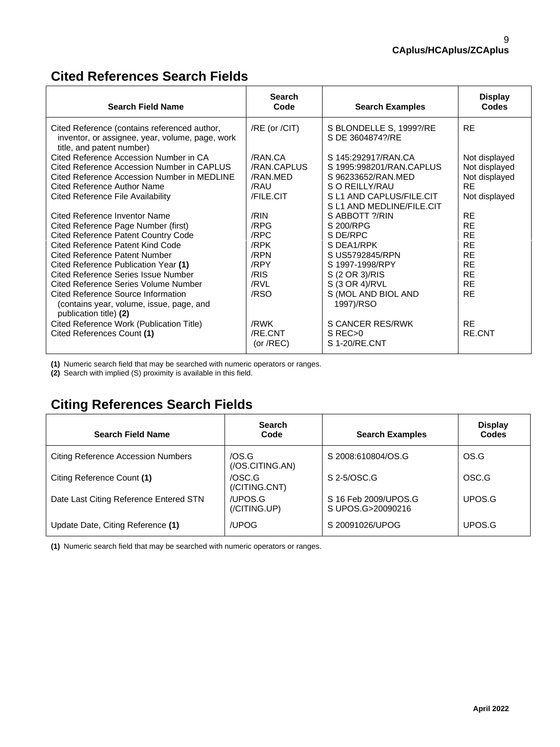## Cited References Search Fields

| Search Field Name | Search Code | Search Examples | Display Codes |
|---|---|---|---|
| Cited Reference (contains referenced author, inventor, or assignee, year, volume, page, work title, and patent number) | /RE (or /CIT) | S BLONDELLE S, 1999?/RE<br>S DE 3604874?/RE | RE |
| Cited Reference Accession Number in CA | /RAN.CA | S 145:292917/RAN.CA | Not displayed |
| Cited Reference Accession Number in CAPLUS | /RAN.CAPLUS | S 1995:998201/RAN.CAPLUS | Not displayed |
| Cited Reference Accession Number in MEDLINE | /RAN.MED | S 96233652/RAN.MED | Not displayed |
| Cited Reference Author Name | /RAU | S O REILLY/RAU | RE |
| Cited Reference File Availability | /FILE.CIT | S L1 AND CAPLUS/FILE.CIT<br>S L1 AND MEDLINE/FILE.CIT | Not displayed |
| Cited Reference Inventor Name | /RIN | S ABBOTT ?/RIN | RE |
| Cited Reference Page Number (first) | /RPG | S 200/RPG | RE |
| Cited Reference Patent Country Code | /RPC | S DE/RPC | RE |
| Cited Reference Patent Kind Code | /RPK | S DEA1/RPK | RE |
| Cited Reference Patent Number | /RPN | S US5792845/RPN | RE |
| Cited Reference Publication Year **(1)** | /RPY | S 1997-1998/RPY | RE |
| Cited Reference Series Issue Number | /RIS | S (2 OR 3)/RIS | RE |
| Cited Reference Series Volume Number | /RVL | S (3 OR 4)/RVL | RE |
| Cited Reference Source Information (contains year, volume, issue, page, and publication title) **(2)** | /RSO | S (MOL AND BIOL AND 1997)/RSO | RE |
| Cited Reference Work (Publication Title) | /RWK | S CANCER RES/RWK | RE |
| Cited References Count **(1)** | /RE.CNT (or /REC) | S REC>0<br>S 1-20/RE.CNT | RE.CNT |

**(1)** Numeric search field that may be searched with numeric operators or ranges.
**(2)** Search with implied (S) proximity is available in this field.

## Citing References Search Fields

| Search Field Name | Search Code | Search Examples | Display Codes |
|---|---|---|---|
| Citing Reference Accession Numbers | /OS.G (/OS.CITING.AN) | S 2008:610804/OS.G | OS.G |
| Citing Reference Count **(1)** | /OSC.G (/CITING.CNT) | S 2-5/OSC.G | OSC.G |
| Date Last Citing Reference Entered STN | /UPOS.G (/CITING.UP) | S 16 Feb 2009/UPOS.G<br>S UPOS.G>20090216 | UPOS.G |
| Update Date, Citing Reference **(1)** | /UPOG | S 20091026/UPOG | UPOS.G |

**(1)** Numeric search field that may be searched with numeric operators or ranges.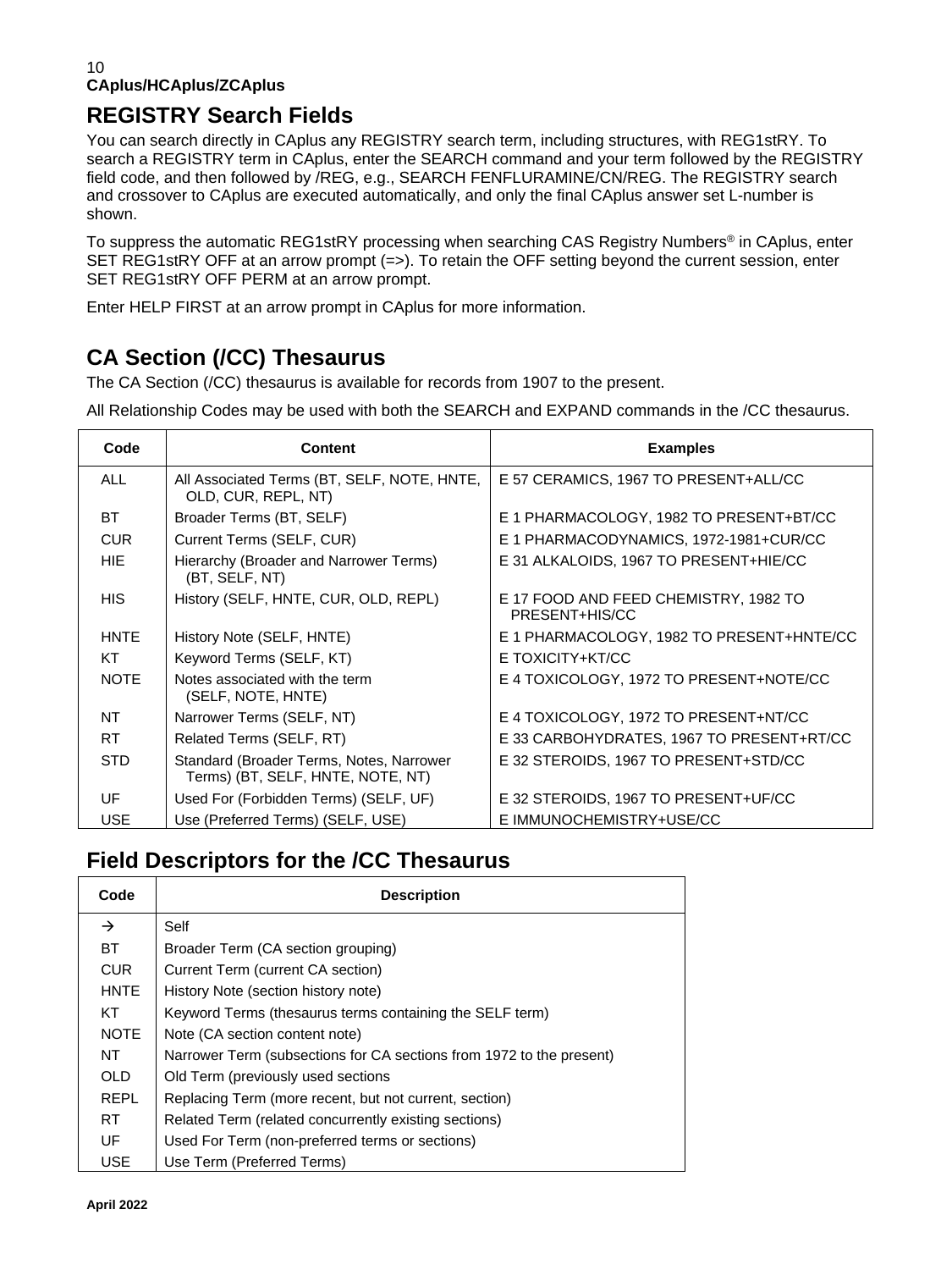## REGISTRY Search Fields

You can search directly in CAplus any REGISTRY search term, including structures, with REG1stRY. To search a REGISTRY term in CAplus, enter the SEARCH command and your term followed by the REGISTRY field code, and then followed by /REG, e.g., SEARCH FENFLURAMINE/CN/REG. The REGISTRY search and crossover to CAplus are executed automatically, and only the final CAplus answer set L-number is shown.

To suppress the automatic REG1stRY processing when searching CAS Registry Numbers® in CAplus, enter SET REG1stRY OFF at an arrow prompt (=>). To retain the OFF setting beyond the current session, enter SET REG1stRY OFF PERM at an arrow prompt.

Enter HELP FIRST at an arrow prompt in CAplus for more information.

## CA Section (/CC) Thesaurus

The CA Section (/CC) thesaurus is available for records from 1907 to the present.

All Relationship Codes may be used with both the SEARCH and EXPAND commands in the /CC thesaurus.

| Code | Content | Examples |
|---|---|---|
| ALL | All Associated Terms (BT, SELF, NOTE, HNTE, OLD, CUR, REPL, NT) | E 57 CERAMICS, 1967 TO PRESENT+ALL/CC |
| BT | Broader Terms (BT, SELF) | E 1 PHARMACOLOGY, 1982 TO PRESENT+BT/CC |
| CUR | Current Terms (SELF, CUR) | E 1 PHARMACODYNAMICS, 1972-1981+CUR/CC |
| HIE | Hierarchy (Broader and Narrower Terms) (BT, SELF, NT) | E 31 ALKALOIDS, 1967 TO PRESENT+HIE/CC |
| HIS | History (SELF, HNTE, CUR, OLD, REPL) | E 17 FOOD AND FEED CHEMISTRY, 1982 TO PRESENT+HIS/CC |
| HNTE | History Note (SELF, HNTE) | E 1 PHARMACOLOGY, 1982 TO PRESENT+HNTE/CC |
| KT | Keyword Terms (SELF, KT) | E TOXICITY+KT/CC |
| NOTE | Notes associated with the term (SELF, NOTE, HNTE) | E 4 TOXICOLOGY, 1972 TO PRESENT+NOTE/CC |
| NT | Narrower Terms (SELF, NT) | E 4 TOXICOLOGY, 1972 TO PRESENT+NT/CC |
| RT | Related Terms (SELF, RT) | E 33 CARBOHYDRATES, 1967 TO PRESENT+RT/CC |
| STD | Standard (Broader Terms, Notes, Narrower Terms) (BT, SELF, HNTE, NOTE, NT) | E 32 STEROIDS, 1967 TO PRESENT+STD/CC |
| UF | Used For (Forbidden Terms) (SELF, UF) | E 32 STEROIDS, 1967 TO PRESENT+UF/CC |
| USE | Use (Preferred Terms) (SELF, USE) | E IMMUNOCHEMISTRY+USE/CC |

## Field Descriptors for the /CC Thesaurus

| Code | Description |
|---|---|
| → | Self |
| BT | Broader Term (CA section grouping) |
| CUR | Current Term (current CA section) |
| HNTE | History Note (section history note) |
| KT | Keyword Terms (thesaurus terms containing the SELF term) |
| NOTE | Note (CA section content note) |
| NT | Narrower Term (subsections for CA sections from 1972 to the present) |
| OLD | Old Term (previously used sections |
| REPL | Replacing Term (more recent, but not current, section) |
| RT | Related Term (related concurrently existing sections) |
| UF | Used For Term (non-preferred terms or sections) |
| USE | Use Term (Preferred Terms) |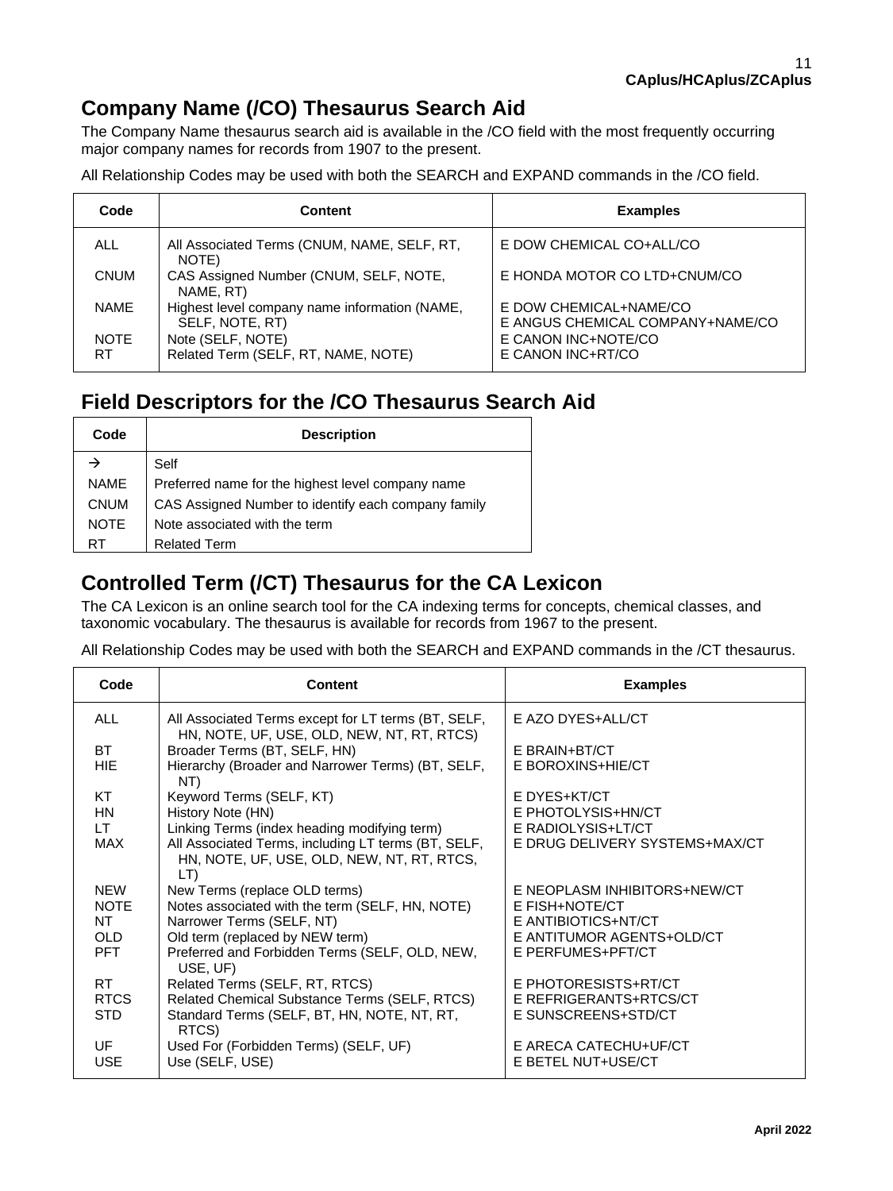## Company Name (/CO) Thesaurus Search Aid

The Company Name thesaurus search aid is available in the /CO field with the most frequently occurring major company names for records from 1907 to the present.

All Relationship Codes may be used with both the SEARCH and EXPAND commands in the /CO field.

| Code | Content | Examples |
|---|---|---|
| ALL | All Associated Terms (CNUM, NAME, SELF, RT, NOTE) | E DOW CHEMICAL CO+ALL/CO |
| CNUM | CAS Assigned Number (CNUM, SELF, NOTE, NAME, RT) | E HONDA MOTOR CO LTD+CNUM/CO |
| NAME | Highest level company name information (NAME, SELF, NOTE, RT) | E DOW CHEMICAL+NAME/CO<br>E ANGUS CHEMICAL COMPANY+NAME/CO |
| NOTE | Note (SELF, NOTE) | E CANON INC+NOTE/CO |
| RT | Related Term (SELF, RT, NAME, NOTE) | E CANON INC+RT/CO |

## Field Descriptors for the /CO Thesaurus Search Aid

| Code | Description |
|---|---|
| → | Self |
| NAME | Preferred name for the highest level company name |
| CNUM | CAS Assigned Number to identify each company family |
| NOTE | Note associated with the term |
| RT | Related Term |

## Controlled Term (/CT) Thesaurus for the CA Lexicon

The CA Lexicon is an online search tool for the CA indexing terms for concepts, chemical classes, and taxonomic vocabulary. The thesaurus is available for records from 1967 to the present.

All Relationship Codes may be used with both the SEARCH and EXPAND commands in the /CT thesaurus.

| Code | Content | Examples |
|---|---|---|
| ALL | All Associated Terms except for LT terms (BT, SELF, HN, NOTE, UF, USE, OLD, NEW, NT, RT, RTCS) | E AZO DYES+ALL/CT |
| BT | Broader Terms (BT, SELF, HN) | E BRAIN+BT/CT |
| HIE | Hierarchy (Broader and Narrower Terms) (BT, SELF, NT) | E BOROXINS+HIE/CT |
| KT | Keyword Terms (SELF, KT) | E DYES+KT/CT |
| HN | History Note (HN) | E PHOTOLYSIS+HN/CT |
| LT | Linking Terms (index heading modifying term) | E RADIOLYSIS+LT/CT |
| MAX | All Associated Terms, including LT terms (BT, SELF, HN, NOTE, UF, USE, OLD, NEW, NT, RT, RTCS, LT) | E DRUG DELIVERY SYSTEMS+MAX/CT |
| NEW | New Terms (replace OLD terms) | E NEOPLASM INHIBITORS+NEW/CT |
| NOTE | Notes associated with the term (SELF, HN, NOTE) | E FISH+NOTE/CT |
| NT | Narrower Terms (SELF, NT) | E ANTIBIOTICS+NT/CT |
| OLD | Old term (replaced by NEW term) | E ANTITUMOR AGENTS+OLD/CT |
| PFT | Preferred and Forbidden Terms (SELF, OLD, NEW, USE, UF) | E PERFUMES+PFT/CT |
| RT | Related Terms (SELF, RT, RTCS) | E PHOTORESISTS+RT/CT |
| RTCS | Related Chemical Substance Terms (SELF, RTCS) | E REFRIGERANTS+RTCS/CT |
| STD | Standard Terms (SELF, BT, HN, NOTE, NT, RT, RTCS) | E SUNSCREENS+STD/CT |
| UF | Used For (Forbidden Terms) (SELF, UF) | E ARECA CATECHU+UF/CT |
| USE | Use (SELF, USE) | E BETEL NUT+USE/CT |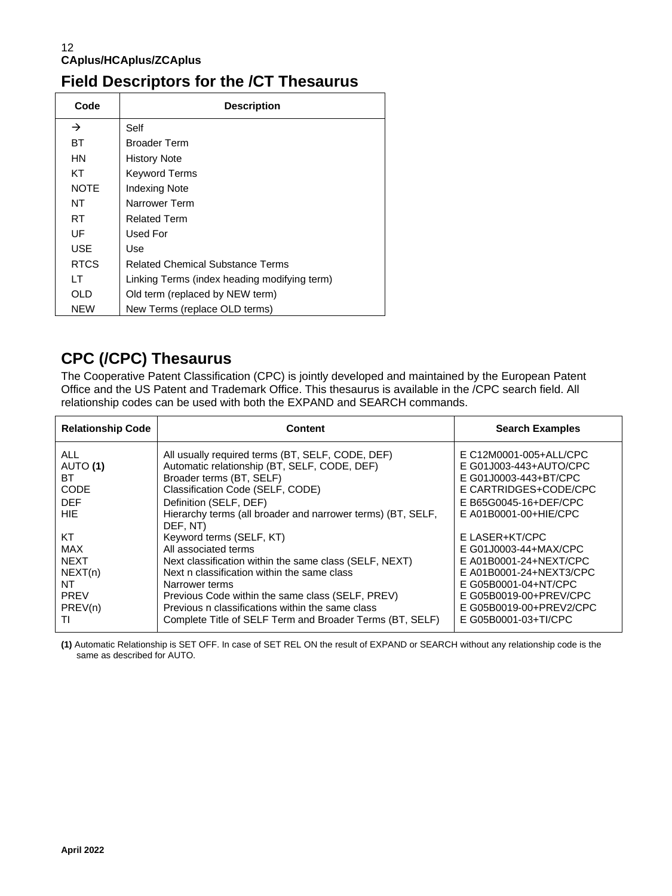## Field Descriptors for the /CT Thesaurus

| Code | Description |
|---|---|
| → | Self |
| BT | Broader Term |
| HN | History Note |
| KT | Keyword Terms |
| NOTE | Indexing Note |
| NT | Narrower Term |
| RT | Related Term |
| UF | Used For |
| USE | Use |
| RTCS | Related Chemical Substance Terms |
| LT | Linking Terms (index heading modifying term) |
| OLD | Old term (replaced by NEW term) |
| NEW | New Terms (replace OLD terms) |

## CPC (/CPC) Thesaurus

The Cooperative Patent Classification (CPC) is jointly developed and maintained by the European Patent Office and the US Patent and Trademark Office. This thesaurus is available in the /CPC search field. All relationship codes can be used with both the EXPAND and SEARCH commands.

| Relationship Code | Content | Search Examples |
|---|---|---|
| ALL | All usually required terms (BT, SELF, CODE, DEF) | E C12M0001-005+ALL/CPC |
| AUTO **(1)** | Automatic relationship (BT, SELF, CODE, DEF) | E G01J003-443+AUTO/CPC |
| BT | Broader terms (BT, SELF) | E G01J0003-443+BT/CPC |
| CODE | Classification Code (SELF, CODE) | E CARTRIDGES+CODE/CPC |
| DEF | Definition (SELF, DEF) | E B65G0045-16+DEF/CPC |
| HIE | Hierarchy terms (all broader and narrower terms) (BT, SELF, DEF, NT) | E A01B0001-00+HIE/CPC |
| KT | Keyword terms (SELF, KT) | E LASER+KT/CPC |
| MAX | All associated terms | E G01J0003-44+MAX/CPC |
| NEXT | Next classification within the same class (SELF, NEXT) | E A01B0001-24+NEXT/CPC |
| NEXT(n) | Next n classification within the same class | E A01B0001-24+NEXT3/CPC |
| NT | Narrower terms | E G05B0001-04+NT/CPC |
| PREV | Previous Code within the same class (SELF, PREV) | E G05B0019-00+PREV/CPC |
| PREV(n) | Previous n classifications within the same class | E G05B0019-00+PREV2/CPC |
| TI | Complete Title of SELF Term and Broader Terms (BT, SELF) | E G05B0001-03+TI/CPC |

**(1)** Automatic Relationship is SET OFF. In case of SET REL ON the result of EXPAND or SEARCH without any relationship code is the same as described for AUTO.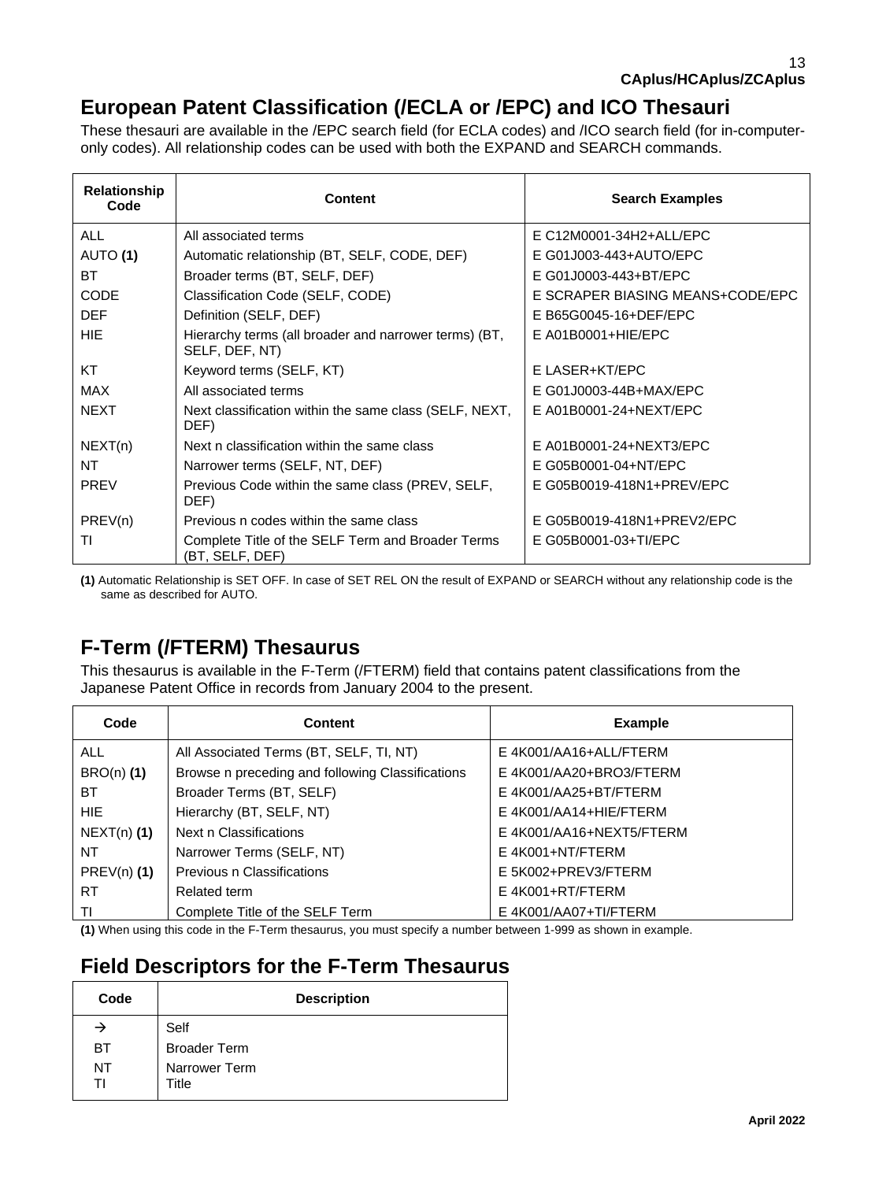## European Patent Classification (/ECLA or /EPC) and ICO Thesauri

These thesauri are available in the /EPC search field (for ECLA codes) and /ICO search field (for in-computer-only codes). All relationship codes can be used with both the EXPAND and SEARCH commands.

| Relationship Code | Content | Search Examples |
|---|---|---|
| ALL | All associated terms | E C12M0001-34H2+ALL/EPC |
| AUTO **(1)** | Automatic relationship (BT, SELF, CODE, DEF) | E G01J003-443+AUTO/EPC |
| BT | Broader terms (BT, SELF, DEF) | E G01J0003-443+BT/EPC |
| CODE | Classification Code (SELF, CODE) | E SCRAPER BIASING MEANS+CODE/EPC |
| DEF | Definition (SELF, DEF) | E B65G0045-16+DEF/EPC |
| HIE | Hierarchy terms (all broader and narrower terms) (BT, SELF, DEF, NT) | E A01B0001+HIE/EPC |
| KT | Keyword terms (SELF, KT) | E LASER+KT/EPC |
| MAX | All associated terms | E G01J0003-44B+MAX/EPC |
| NEXT | Next classification within the same class (SELF, NEXT, DEF) | E A01B0001-24+NEXT/EPC |
| NEXT(n) | Next n classification within the same class | E A01B0001-24+NEXT3/EPC |
| NT | Narrower terms (SELF, NT, DEF) | E G05B0001-04+NT/EPC |
| PREV | Previous Code within the same class (PREV, SELF, DEF) | E G05B0019-418N1+PREV/EPC |
| PREV(n) | Previous n codes within the same class | E G05B0019-418N1+PREV2/EPC |
| TI | Complete Title of the SELF Term and Broader Terms (BT, SELF, DEF) | E G05B0001-03+TI/EPC |

**(1)** Automatic Relationship is SET OFF. In case of SET REL ON the result of EXPAND or SEARCH without any relationship code is the same as described for AUTO.

## F-Term (/FTERM) Thesaurus

This thesaurus is available in the F-Term (/FTERM) field that contains patent classifications from the Japanese Patent Office in records from January 2004 to the present.

| Code | Content | Example |
|---|---|---|
| ALL | All Associated Terms (BT, SELF, TI, NT) | E 4K001/AA16+ALL/FTERM |
| BRO(n) **(1)** | Browse n preceding and following Classifications | E 4K001/AA20+BRO3/FTERM |
| BT | Broader Terms (BT, SELF) | E 4K001/AA25+BT/FTERM |
| HIE | Hierarchy (BT, SELF, NT) | E 4K001/AA14+HIE/FTERM |
| NEXT(n) **(1)** | Next n Classifications | E 4K001/AA16+NEXT5/FTERM |
| NT | Narrower Terms (SELF, NT) | E 4K001+NT/FTERM |
| PREV(n) **(1)** | Previous n Classifications | E 5K002+PREV3/FTERM |
| RT | Related term | E 4K001+RT/FTERM |
| TI | Complete Title of the SELF Term | E 4K001/AA07+TI/FTERM |

**(1)** When using this code in the F-Term thesaurus, you must specify a number between 1-999 as shown in example.

## Field Descriptors for the F-Term Thesaurus

| Code | Description |
|---|---|
| → | Self |
| BT | Broader Term |
| NT | Narrower Term |
| TI | Title |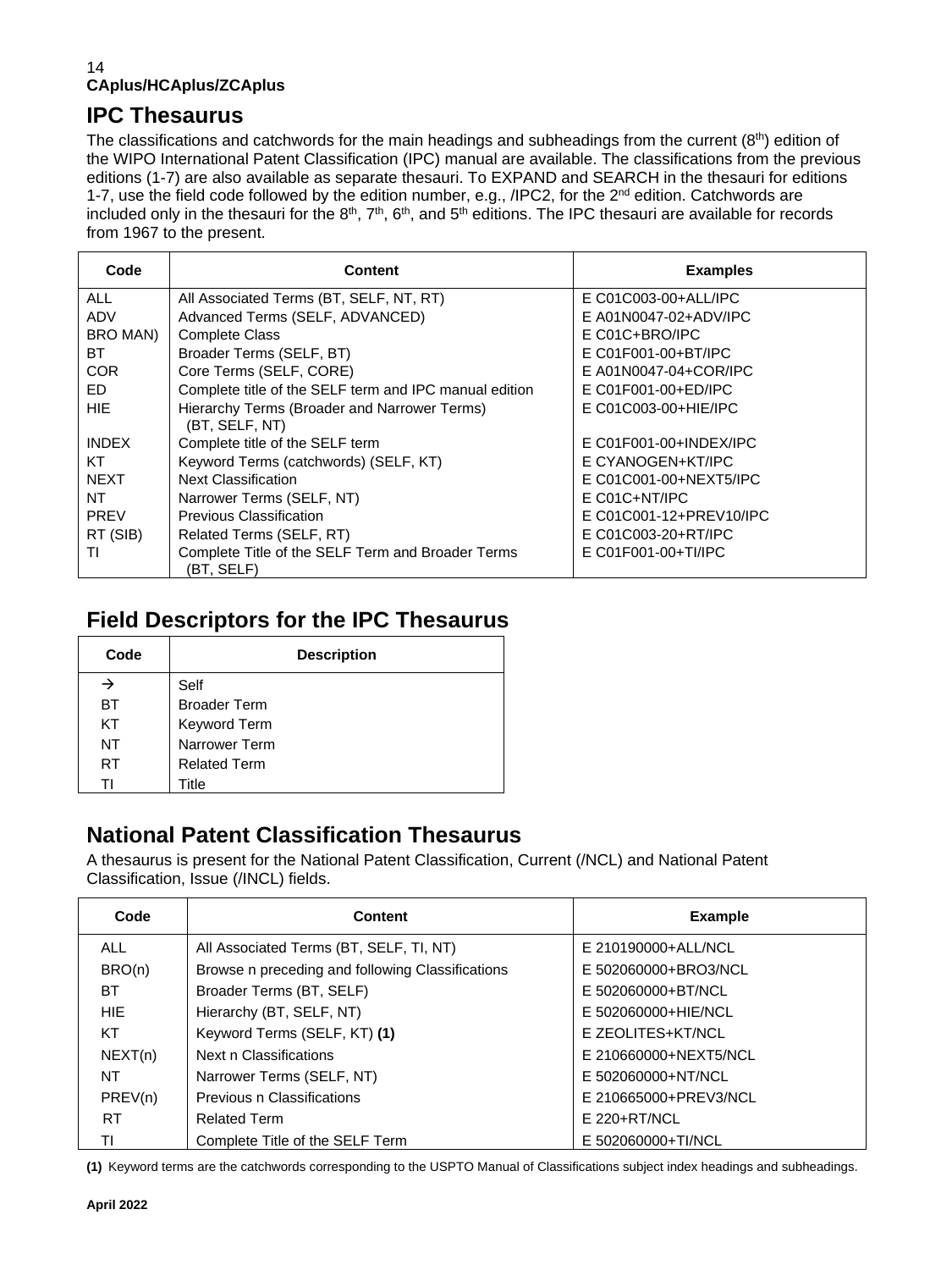## IPC Thesaurus

The classifications and catchwords for the main headings and subheadings from the current (8th) edition of the WIPO International Patent Classification (IPC) manual are available. The classifications from the previous editions (1-7) are also available as separate thesauri. To EXPAND and SEARCH in the thesauri for editions 1-7, use the field code followed by the edition number, e.g., /IPC2, for the 2nd edition. Catchwords are included only in the thesauri for the 8th, 7th, 6th, and 5th editions. The IPC thesauri are available for records from 1967 to the present.

| Code | Content | Examples |
|---|---|---|
| ALL | All Associated Terms (BT, SELF, NT, RT) | E C01C003-00+ALL/IPC |
| ADV | Advanced Terms (SELF, ADVANCED) | E A01N0047-02+ADV/IPC |
| BRO MAN) | Complete Class | E C01C+BRO/IPC |
| BT | Broader Terms (SELF, BT) | E C01F001-00+BT/IPC |
| COR | Core Terms (SELF, CORE) | E A01N0047-04+COR/IPC |
| ED | Complete title of the SELF term and IPC manual edition | E C01F001-00+ED/IPC |
| HIE | Hierarchy Terms (Broader and Narrower Terms) (BT, SELF, NT) | E C01C003-00+HIE/IPC |
| INDEX | Complete title of the SELF term | E C01F001-00+INDEX/IPC |
| KT | Keyword Terms (catchwords) (SELF, KT) | E CYANOGEN+KT/IPC |
| NEXT | Next Classification | E C01C001-00+NEXT5/IPC |
| NT | Narrower Terms (SELF, NT) | E C01C+NT/IPC |
| PREV | Previous Classification | E C01C001-12+PREV10/IPC |
| RT (SIB) | Related Terms (SELF, RT) | E C01C003-20+RT/IPC |
| TI | Complete Title of the SELF Term and Broader Terms (BT, SELF) | E C01F001-00+TI/IPC |

## Field Descriptors for the IPC Thesaurus

| Code | Description |
|---|---|
| → | Self |
| BT | Broader Term |
| KT | Keyword Term |
| NT | Narrower Term |
| RT | Related Term |
| TI | Title |

## National Patent Classification Thesaurus

A thesaurus is present for the National Patent Classification, Current (/NCL) and National Patent Classification, Issue (/INCL) fields.

| Code | Content | Example |
|---|---|---|
| ALL | All Associated Terms (BT, SELF, TI, NT) | E 210190000+ALL/NCL |
| BRO(n) | Browse n preceding and following Classifications | E 502060000+BRO3/NCL |
| BT | Broader Terms (BT, SELF) | E 502060000+BT/NCL |
| HIE | Hierarchy (BT, SELF, NT) | E 502060000+HIE/NCL |
| KT | Keyword Terms (SELF, KT) **(1)** | E ZEOLITES+KT/NCL |
| NEXT(n) | Next n Classifications | E 210660000+NEXT5/NCL |
| NT | Narrower Terms (SELF, NT) | E 502060000+NT/NCL |
| PREV(n) | Previous n Classifications | E 210665000+PREV3/NCL |
| RT | Related Term | E 220+RT/NCL |
| TI | Complete Title of the SELF Term | E 502060000+TI/NCL |

**(1)** Keyword terms are the catchwords corresponding to the USPTO Manual of Classifications subject index headings and subheadings.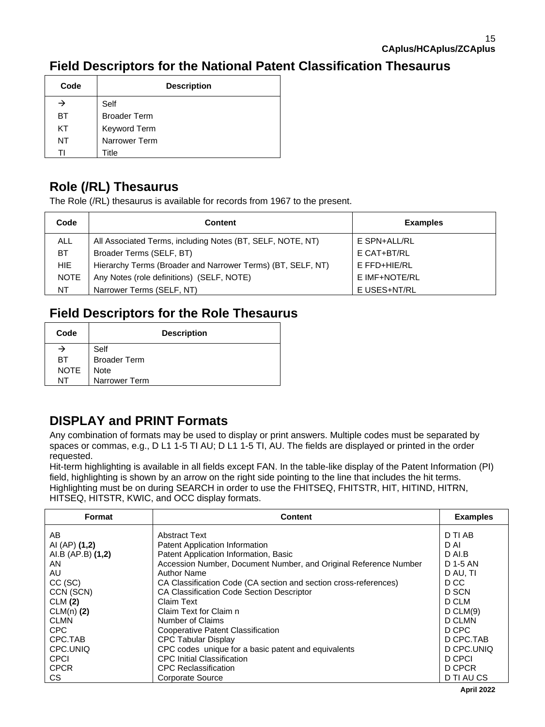## Field Descriptors for the National Patent Classification Thesaurus

| Code | Description |
|---|---|
| → | Self |
| BT | Broader Term |
| KT | Keyword Term |
| NT | Narrower Term |
| TI | Title |

## Role (/RL) Thesaurus

The Role (/RL) thesaurus is available for records from 1967 to the present.

| Code | Content | Examples |
|---|---|---|
| ALL | All Associated Terms, including Notes (BT, SELF, NOTE, NT) | E SPN+ALL/RL |
| BT | Broader Terms (SELF, BT) | E CAT+BT/RL |
| HIE | Hierarchy Terms (Broader and Narrower Terms) (BT, SELF, NT) | E FFD+HIE/RL |
| NOTE | Any Notes (role definitions) (SELF, NOTE) | E IMF+NOTE/RL |
| NT | Narrower Terms (SELF, NT) | E USES+NT/RL |

## Field Descriptors for the Role Thesaurus

| Code | Description |
|---|---|
| → | Self |
| BT | Broader Term |
| NOTE | Note |
| NT | Narrower Term |

## DISPLAY and PRINT Formats

Any combination of formats may be used to display or print answers. Multiple codes must be separated by spaces or commas, e.g., D L1 1-5 TI AU; D L1 1-5 TI, AU. The fields are displayed or printed in the order requested.

Hit-term highlighting is available in all fields except FAN. In the table-like display of the Patent Information (PI) field, highlighting is shown by an arrow on the right side pointing to the line that includes the hit terms. Highlighting must be on during SEARCH in order to use the FHITSEQ, FHITSTR, HIT, HITIND, HITRN, HITSEQ, HITSTR, KWIC, and OCC display formats.

| Format | Content | Examples |
|---|---|---|
| AB | Abstract Text | D TI AB |
| AI (AP) **(1,2)** | Patent Application Information | D AI |
| AI.B (AP.B) **(1,2)** | Patent Application Information, Basic | D AI.B |
| AN | Accession Number, Document Number, and Original Reference Number | D 1-5 AN |
| AU | Author Name | D AU, TI |
| CC (SC) | CA Classification Code (CA section and section cross-references) | D CC |
| CCN (SCN) | CA Classification Code Section Descriptor | D SCN |
| CLM **(2)** | Claim Text | D CLM |
| CLM(n) **(2)** | Claim Text for Claim n | D CLM(9) |
| CLMN | Number of Claims | D CLMN |
| CPC | Cooperative Patent Classification | D CPC |
| CPC.TAB | CPC Tabular Display | D CPC.TAB |
| CPC.UNIQ | CPC codes unique for a basic patent and equivalents | D CPC.UNIQ |
| CPCI | CPC Initial Classification | D CPCI |
| CPCR | CPC Reclassification | D CPCR |
| CS | Corporate Source | D TI AU CS |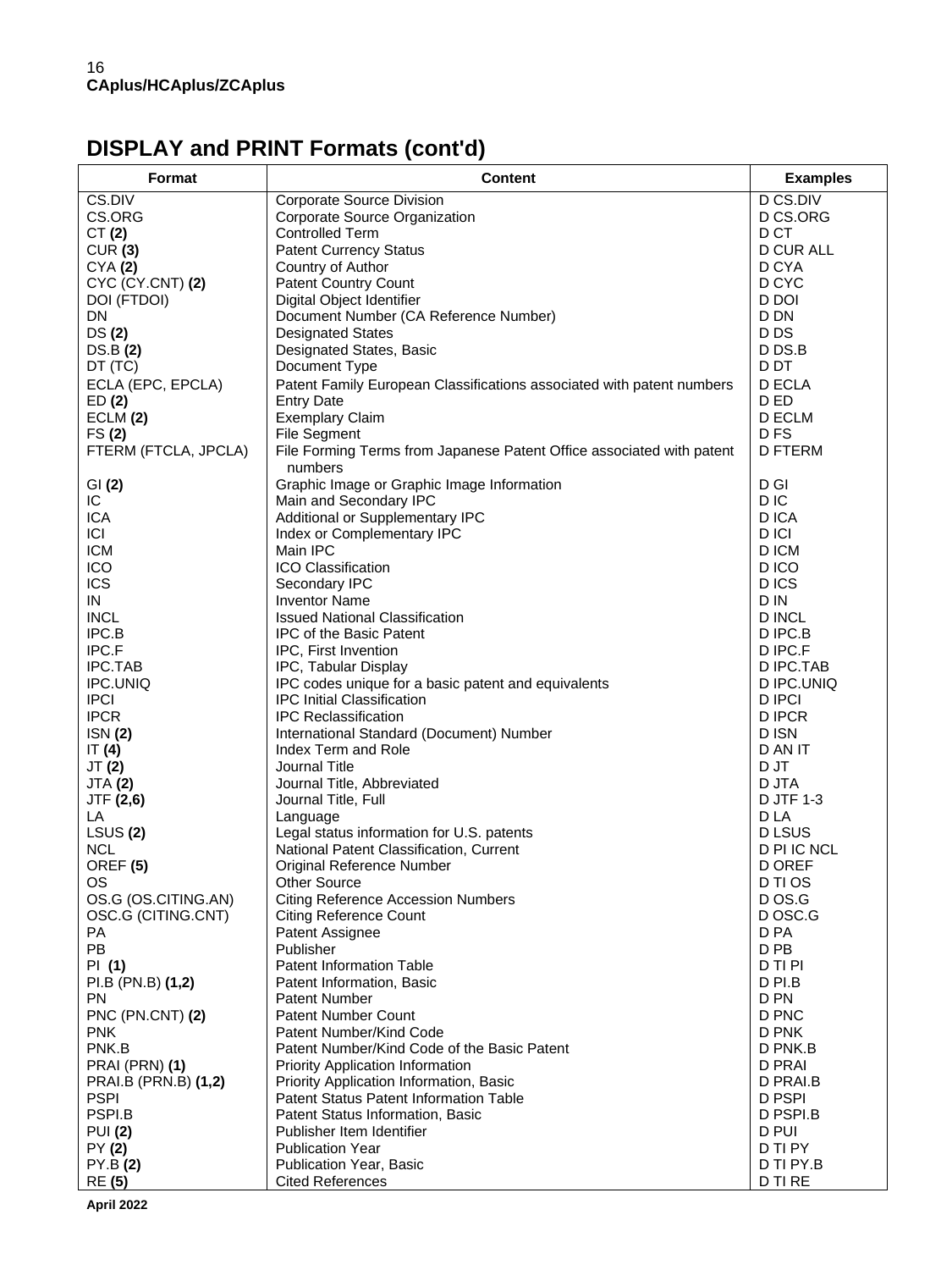## DISPLAY and PRINT Formats (cont'd)

| Format | Content | Examples |
|---|---|---|
| CS.DIV | Corporate Source Division | D CS.DIV |
| CS.ORG | Corporate Source Organization | D CS.ORG |
| CT **(2)** | Controlled Term | D CT |
| CUR **(3)** | Patent Currency Status | D CUR ALL |
| CYA **(2)** | Country of Author | D CYA |
| CYC (CY.CNT) **(2)** | Patent Country Count | D CYC |
| DOI (FTDOI) | Digital Object Identifier | D DOI |
| DN | Document Number (CA Reference Number) | D DN |
| DS **(2)** | Designated States | D DS |
| DS.B **(2)** | Designated States, Basic | D DS.B |
| DT (TC) | Document Type | D DT |
| ECLA (EPC, EPCLA) | Patent Family European Classifications associated with patent numbers | D ECLA |
| ED **(2)** | Entry Date | D ED |
| ECLM **(2)** | Exemplary Claim | D ECLM |
| FS **(2)** | File Segment | D FS |
| FTERM (FTCLA, JPCLA) | File Forming Terms from Japanese Patent Office associated with patent numbers | D FTERM |
| GI **(2)** | Graphic Image or Graphic Image Information | D GI |
| IC | Main and Secondary IPC | D IC |
| ICA | Additional or Supplementary IPC | D ICA |
| ICI | Index or Complementary IPC | D ICI |
| ICM | Main IPC | D ICM |
| ICO | ICO Classification | D ICO |
| ICS | Secondary IPC | D ICS |
| IN | Inventor Name | D IN |
| INCL | Issued National Classification | D INCL |
| IPC.B | IPC of the Basic Patent | D IPC.B |
| IPC.F | IPC, First Invention | D IPC.F |
| IPC.TAB | IPC, Tabular Display | D IPC.TAB |
| IPC.UNIQ | IPC codes unique for a basic patent and equivalents | D IPC.UNIQ |
| IPCI | IPC Initial Classification | D IPCI |
| IPCR | IPC Reclassification | D IPCR |
| ISN **(2)** | International Standard (Document) Number | D ISN |
| IT **(4)** | Index Term and Role | D AN IT |
| JT **(2)** | Journal Title | D JT |
| JTA **(2)** | Journal Title, Abbreviated | D JTA |
| JTF **(2,6)** | Journal Title, Full | D JTF 1-3 |
| LA | Language | D LA |
| LSUS **(2)** | Legal status information for U.S. patents | D LSUS |
| NCL | National Patent Classification, Current | D PI IC NCL |
| OREF **(5)** | Original Reference Number | D OREF |
| OS | Other Source | D TI OS |
| OS.G (OS.CITING.AN) | Citing Reference Accession Numbers | D OS.G |
| OSC.G (CITING.CNT) | Citing Reference Count | D OSC.G |
| PA | Patent Assignee | D PA |
| PB | Publisher | D PB |
| PI **(1)** | Patent Information Table | D TI PI |
| PI.B (PN.B) **(1,2)** | Patent Information, Basic | D PI.B |
| PN | Patent Number | D PN |
| PNC (PN.CNT) **(2)** | Patent Number Count | D PNC |
| PNK | Patent Number/Kind Code | D PNK |
| PNK.B | Patent Number/Kind Code of the Basic Patent | D PNK.B |
| PRAI (PRN) **(1)** | Priority Application Information | D PRAI |
| PRAI.B (PRN.B) **(1,2)** | Priority Application Information, Basic | D PRAI.B |
| PSPI | Patent Status Patent Information Table | D PSPI |
| PSPI.B | Patent Status Information, Basic | D PSPI.B |
| PUI **(2)** | Publisher Item Identifier | D PUI |
| PY **(2)** | Publication Year | D TI PY |
| PY.B **(2)** | Publication Year, Basic | D TI PY.B |
| RE **(5)** | Cited References | D TI RE |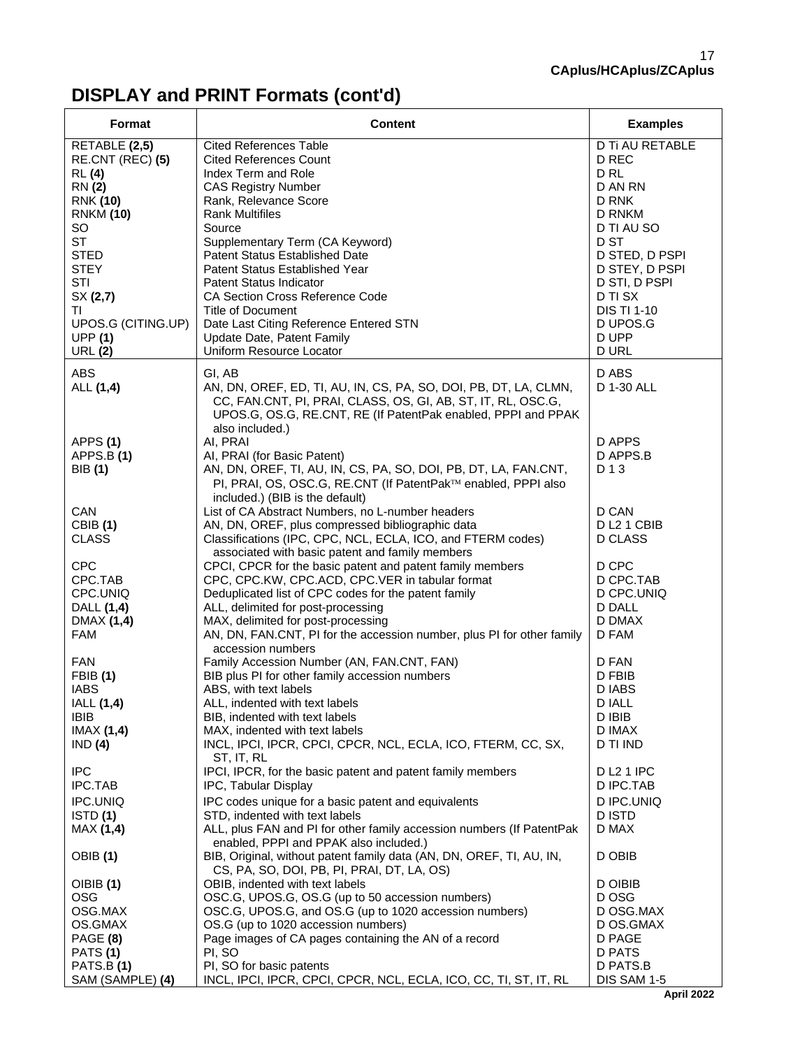## DISPLAY and PRINT Formats (cont'd)

| Format | Content | Examples |
|---|---|---|
| RETABLE **(2,5)** | Cited References Table | D Ti AU RETABLE |
| RE.CNT (REC) **(5)** | Cited References Count | D REC |
| RL **(4)** | Index Term and Role | D RL |
| RN **(2)** | CAS Registry Number | D AN RN |
| RNK **(10)** | Rank, Relevance Score | D RNK |
| RNKM **(10)** | Rank Multifiles | D RNKM |
| SO | Source | D TI AU SO |
| ST | Supplementary Term (CA Keyword) | D ST |
| STED | Patent Status Established Date | D STED, D PSPI |
| STEY | Patent Status Established Year | D STEY, D PSPI |
| STI | Patent Status Indicator | D STI, D PSPI |
| SX **(2,7)** | CA Section Cross Reference Code | D TI SX |
| TI | Title of Document | DIS TI 1-10 |
| UPOS.G (CITING.UP) | Date Last Citing Reference Entered STN | D UPOS.G |
| UPP **(1)** | Update Date, Patent Family | D UPP |
| URL **(2)** | Uniform Resource Locator | D URL |
| ABS | GI, AB | D ABS |
| ALL **(1,4)** | AN, DN, OREF, ED, TI, AU, IN, CS, PA, SO, DOI, PB, DT, LA, CLMN, CC, FAN.CNT, PI, PRAI, CLASS, OS, GI, AB, ST, IT, RL, OSC.G, UPOS.G, OS.G, RE.CNT, RE (If PatentPak enabled, PPPI and PPAK also included.) | D 1-30 ALL |
| APPS **(1)** | AI, PRAI | D APPS |
| APPS.B **(1)** | AI, PRAI (for Basic Patent) | D APPS.B |
| BIB **(1)** | AN, DN, OREF, TI, AU, IN, CS, PA, SO, DOI, PB, DT, LA, FAN.CNT, PI, PRAI, OS, OSC.G, RE.CNT (If PatentPak™ enabled, PPPI also included.) (BIB is the default) | D 1 3 |
| CAN | List of CA Abstract Numbers, no L-number headers | D CAN |
| CBIB **(1)** | AN, DN, OREF, plus compressed bibliographic data | D L2 1 CBIB |
| CLASS | Classifications (IPC, CPC, NCL, ECLA, ICO, and FTERM codes) associated with basic patent and family members | D CLASS |
| CPC | CPCI, CPCR for the basic patent and patent family members | D CPC |
| CPC.TAB | CPC, CPC.KW, CPC.ACD, CPC.VER in tabular format | D CPC.TAB |
| CPC.UNIQ | Deduplicated list of CPC codes for the patent family | D CPC.UNIQ |
| DALL **(1,4)** | ALL, delimited for post-processing | D DALL |
| DMAX **(1,4)** | MAX, delimited for post-processing | D DMAX |
| FAM | AN, DN, FAN.CNT, PI for the accession number, plus PI for other family accession numbers | D FAM |
| FAN | Family Accession Number (AN, FAN.CNT, FAN) | D FAN |
| FBIB **(1)** | BIB plus PI for other family accession numbers | D FBIB |
| IABS | ABS, with text labels | D IABS |
| IALL **(1,4)** | ALL, indented with text labels | D IALL |
| IBIB | BIB, indented with text labels | D IBIB |
| IMAX **(1,4)** | MAX, indented with text labels | D IMAX |
| IND **(4)** | INCL, IPCI, IPCR, CPCI, CPCR, NCL, ECLA, ICO, FTERM, CC, SX, ST, IT, RL | D TI IND |
| IPC | IPCI, IPCR, for the basic patent and patent family members | D L2 1 IPC |
| IPC.TAB | IPC, Tabular Display | D IPC.TAB |
| IPC.UNIQ | IPC codes unique for a basic patent and equivalents | D IPC.UNIQ |
| ISTD **(1)** | STD, indented with text labels | D ISTD |
| MAX **(1,4)** | ALL, plus FAN and PI for other family accession numbers (If PatentPak enabled, PPPI and PPAK also included.) | D MAX |
| OBIB **(1)** | BIB, Original, without patent family data (AN, DN, OREF, TI, AU, IN, CS, PA, SO, DOI, PB, PI, PRAI, DT, LA, OS) | D OBIB |
| OIBIB **(1)** | OBIB, indented with text labels | D OIBIB |
| OSG | OSC.G, UPOS.G, OS.G (up to 50 accession numbers) | D OSG |
| OSG.MAX | OSC.G, UPOS.G, and OS.G (up to 1020 accession numbers) | D OSG.MAX |
| OS.GMAX | OS.G (up to 1020 accession numbers) | D OS.GMAX |
| PAGE **(8)** | Page images of CA pages containing the AN of a record | D PAGE |
| PATS **(1)** | PI, SO | D PATS |
| PATS.B **(1)** | PI, SO for basic patents | D PATS.B |
| SAM (SAMPLE) **(4)** | INCL, IPCI, IPCR, CPCI, CPCR, NCL, ECLA, ICO, CC, TI, ST, IT, RL | DIS SAM 1-5 |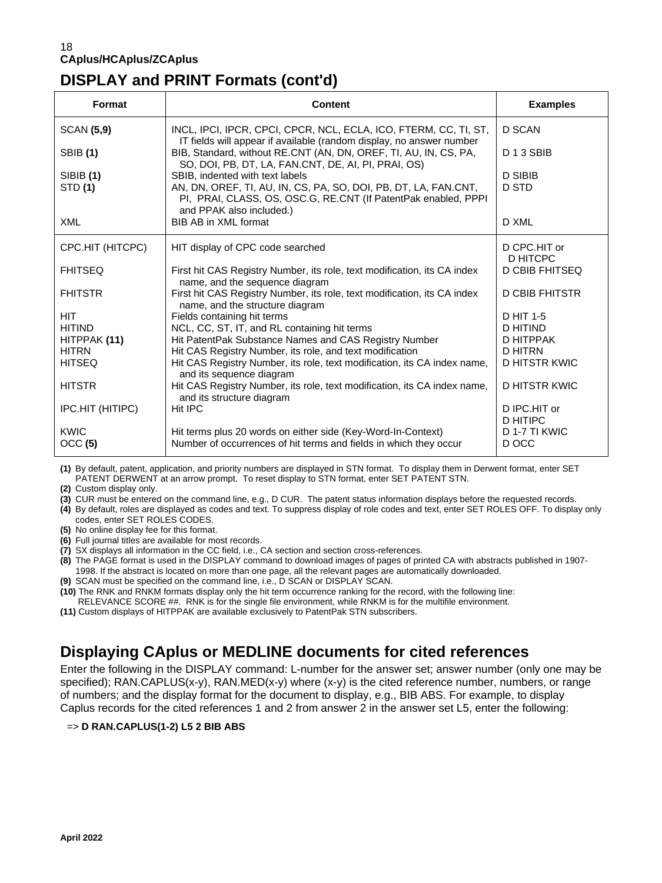# DISPLAY and PRINT Formats (cont'd)

| Format | Content | Examples |
|---|---|---|
| SCAN **(5,9)** | INCL, IPCI, IPCR, CPCI, CPCR, NCL, ECLA, ICO, FTERM, CC, TI, ST, IT fields will appear if available (random display, no answer number | D SCAN |
| SBIB **(1)** | BIB, Standard, without RE.CNT (AN, DN, OREF, TI, AU, IN, CS, PA, SO, DOI, PB, DT, LA, FAN.CNT, DE, AI, PI, PRAI, OS) | D 1 3 SBIB |
| SIBIB **(1)** | SBIB, indented with text labels | D SIBIB |
| STD **(1)** | AN, DN, OREF, TI, AU, IN, CS, PA, SO, DOI, PB, DT, LA, FAN.CNT, PI, PRAI, CLASS, OS, OSC.G, RE.CNT (If PatentPak enabled, PPPI and PPAK also included.) | D STD |
| XML | BIB AB in XML format | D XML |
| CPC.HIT (HITCPC) | HIT display of CPC code searched | D CPC.HIT or D HITCPC |
| FHITSEQ | First hit CAS Registry Number, its role, text modification, its CA index name, and the sequence diagram | D CBIB FHITSEQ |
| FHITSTR | First hit CAS Registry Number, its role, text modification, its CA index name, and the structure diagram | D CBIB FHITSTR |
| HIT | Fields containing hit terms | D HIT 1-5 |
| HITIND | NCL, CC, ST, IT, and RL containing hit terms | D HITIND |
| HITPPAK **(11)** | Hit PatentPak Substance Names and CAS Registry Number | D HITPPAK |
| HITRN | Hit CAS Registry Number, its role, and text modification | D HITRN |
| HITSEQ | Hit CAS Registry Number, its role, text modification, its CA index name, and its sequence diagram | D HITSTR KWIC |
| HITSTR | Hit CAS Registry Number, its role, text modification, its CA index name, and its structure diagram | D HITSTR KWIC |
| IPC.HIT (HITIPC) | Hit IPC | D IPC.HIT or D HITIPC |
| KWIC | Hit terms plus 20 words on either side (Key-Word-In-Context) | D 1-7 TI KWIC |
| OCC **(5)** | Number of occurrences of hit terms and fields in which they occur | D OCC |

**(1)** By default, patent, application, and priority numbers are displayed in STN format. To display them in Derwent format, enter SET PATENT DERWENT at an arrow prompt. To reset display to STN format, enter SET PATENT STN.
**(2)** Custom display only.
**(3)** CUR must be entered on the command line, e.g., D CUR. The patent status information displays before the requested records.
**(4)** By default, roles are displayed as codes and text. To suppress display of role codes and text, enter SET ROLES OFF. To display only codes, enter SET ROLES CODES.
**(5)** No online display fee for this format.
**(6)** Full journal titles are available for most records.
**(7)** SX displays all information in the CC field, i.e., CA section and section cross-references.
**(8)** The PAGE format is used in the DISPLAY command to download images of pages of printed CA with abstracts published in 1907-1998. If the abstract is located on more than one page, all the relevant pages are automatically downloaded.
**(9)** SCAN must be specified on the command line, i.e., D SCAN or DISPLAY SCAN.
**(10)** The RNK and RNKM formats display only the hit term occurrence ranking for the record, with the following line: RELEVANCE SCORE ##. RNK is for the single file environment, while RNKM is for the multifile environment.
**(11)** Custom displays of HITPPAK are available exclusively to PatentPak STN subscribers.

## Displaying CAplus or MEDLINE documents for cited references

Enter the following in the DISPLAY command: L-number for the answer set; answer number (only one may be specified); RAN.CAPLUS(x-y), RAN.MED(x-y) where (x-y) is the cited reference number, numbers, or range of numbers; and the display format for the document to display, e.g., BIB ABS. For example, to display Caplus records for the cited references 1 and 2 from answer 2 in the answer set L5, enter the following:

=> **D RAN.CAPLUS(1-2) L5 2 BIB ABS**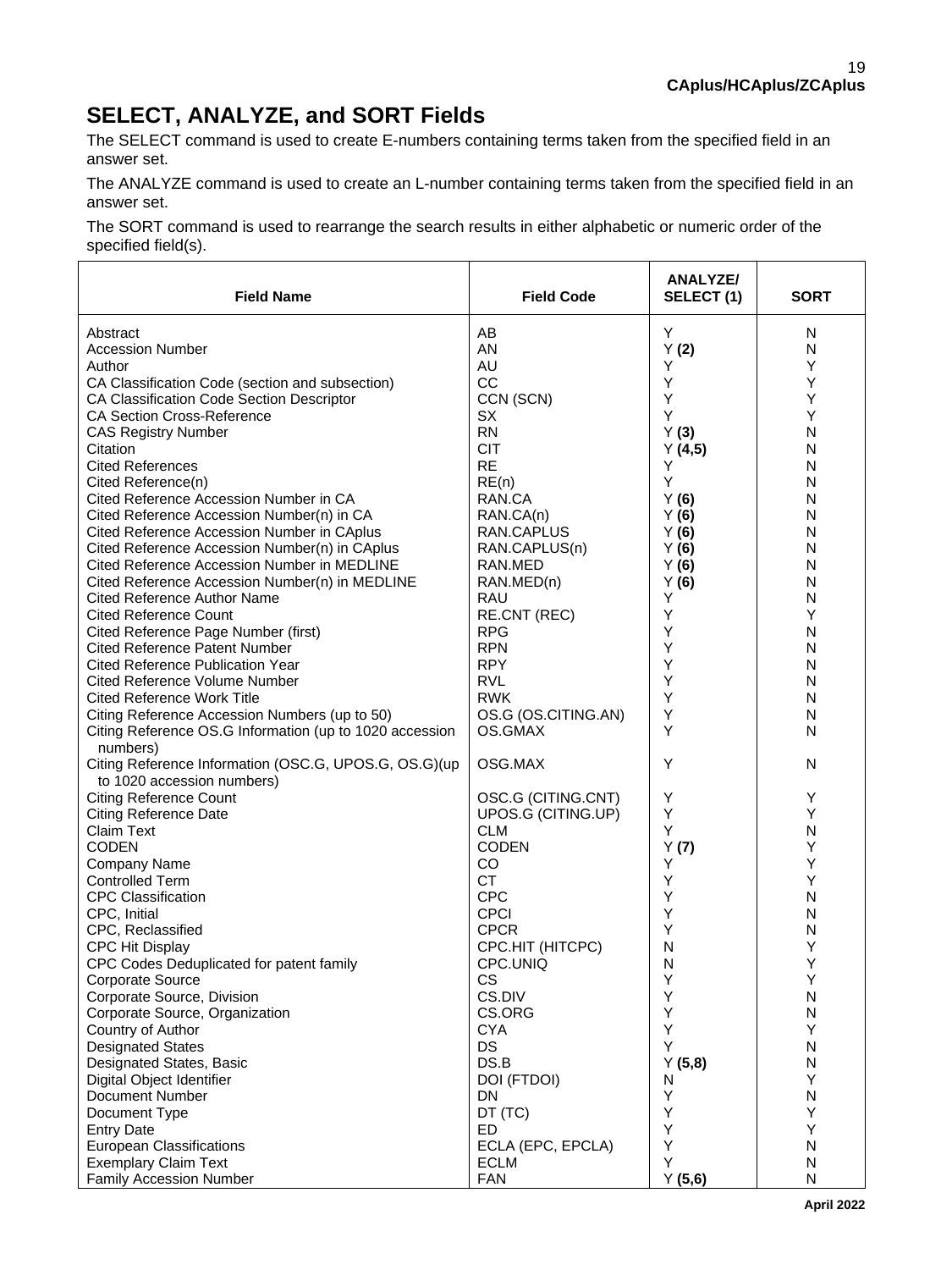## SELECT, ANALYZE, and SORT Fields

The SELECT command is used to create E-numbers containing terms taken from the specified field in an answer set.

The ANALYZE command is used to create an L-number containing terms taken from the specified field in an answer set.

The SORT command is used to rearrange the search results in either alphabetic or numeric order of the specified field(s).

| Field Name | Field Code | ANALYZE/ SELECT (1) | SORT |
|---|---|---|---|
| Abstract | AB | Y | N |
| Accession Number | AN | Y **(2)** | N |
| Author | AU | Y | Y |
| CA Classification Code (section and subsection) | CC | Y | Y |
| CA Classification Code Section Descriptor | CCN (SCN) | Y | Y |
| CA Section Cross-Reference | SX | Y | Y |
| CAS Registry Number | RN | Y **(3)** | N |
| Citation | CIT | Y **(4,5)** | N |
| Cited References | RE | Y | N |
| Cited Reference(n) | RE(n) | Y | N |
| Cited Reference Accession Number in CA | RAN.CA | Y **(6)** | N |
| Cited Reference Accession Number(n) in CA | RAN.CA(n) | Y **(6)** | N |
| Cited Reference Accession Number in CAplus | RAN.CAPLUS | Y **(6)** | N |
| Cited Reference Accession Number(n) in CAplus | RAN.CAPLUS(n) | Y **(6)** | N |
| Cited Reference Accession Number in MEDLINE | RAN.MED | Y **(6)** | N |
| Cited Reference Accession Number(n) in MEDLINE | RAN.MED(n) | Y **(6)** | N |
| Cited Reference Author Name | RAU | Y | N |
| Cited Reference Count | RE.CNT (REC) | Y | Y |
| Cited Reference Page Number (first) | RPG | Y | N |
| Cited Reference Patent Number | RPN | Y | N |
| Cited Reference Publication Year | RPY | Y | N |
| Cited Reference Volume Number | RVL | Y | N |
| Cited Reference Work Title | RWK | Y | N |
| Citing Reference Accession Numbers (up to 50) | OS.G (OS.CITING.AN) | Y | N |
| Citing Reference OS.G Information (up to 1020 accession numbers) | OS.GMAX | Y | N |
| Citing Reference Information (OSC.G, UPOS.G, OS.G)(up to 1020 accession numbers) | OSG.MAX | Y | N |
| Citing Reference Count | OSC.G (CITING.CNT) | Y | Y |
| Citing Reference Date | UPOS.G (CITING.UP) | Y | Y |
| Claim Text | CLM | Y | N |
| CODEN | CODEN | Y **(7)** | Y |
| Company Name | CO | Y | Y |
| Controlled Term | CT | Y | Y |
| CPC Classification | CPC | Y | N |
| CPC, Initial | CPCI | Y | N |
| CPC, Reclassified | CPCR | Y | N |
| CPC Hit Display | CPC.HIT (HITCPC) | N | Y |
| CPC Codes Deduplicated for patent family | CPC.UNIQ | N | Y |
| Corporate Source | CS | Y | Y |
| Corporate Source, Division | CS.DIV | Y | N |
| Corporate Source, Organization | CS.ORG | Y | N |
| Country of Author | CYA | Y | Y |
| Designated States | DS | Y | N |
| Designated States, Basic | DS.B | Y **(5,8)** | N |
| Digital Object Identifier | DOI (FTDOI) | N | Y |
| Document Number | DN | Y | N |
| Document Type | DT (TC) | Y | Y |
| Entry Date | ED | Y | Y |
| European Classifications | ECLA (EPC, EPCLA) | Y | N |
| Exemplary Claim Text | ECLM | Y | N |
| Family Accession Number | FAN | Y **(5,6)** | N |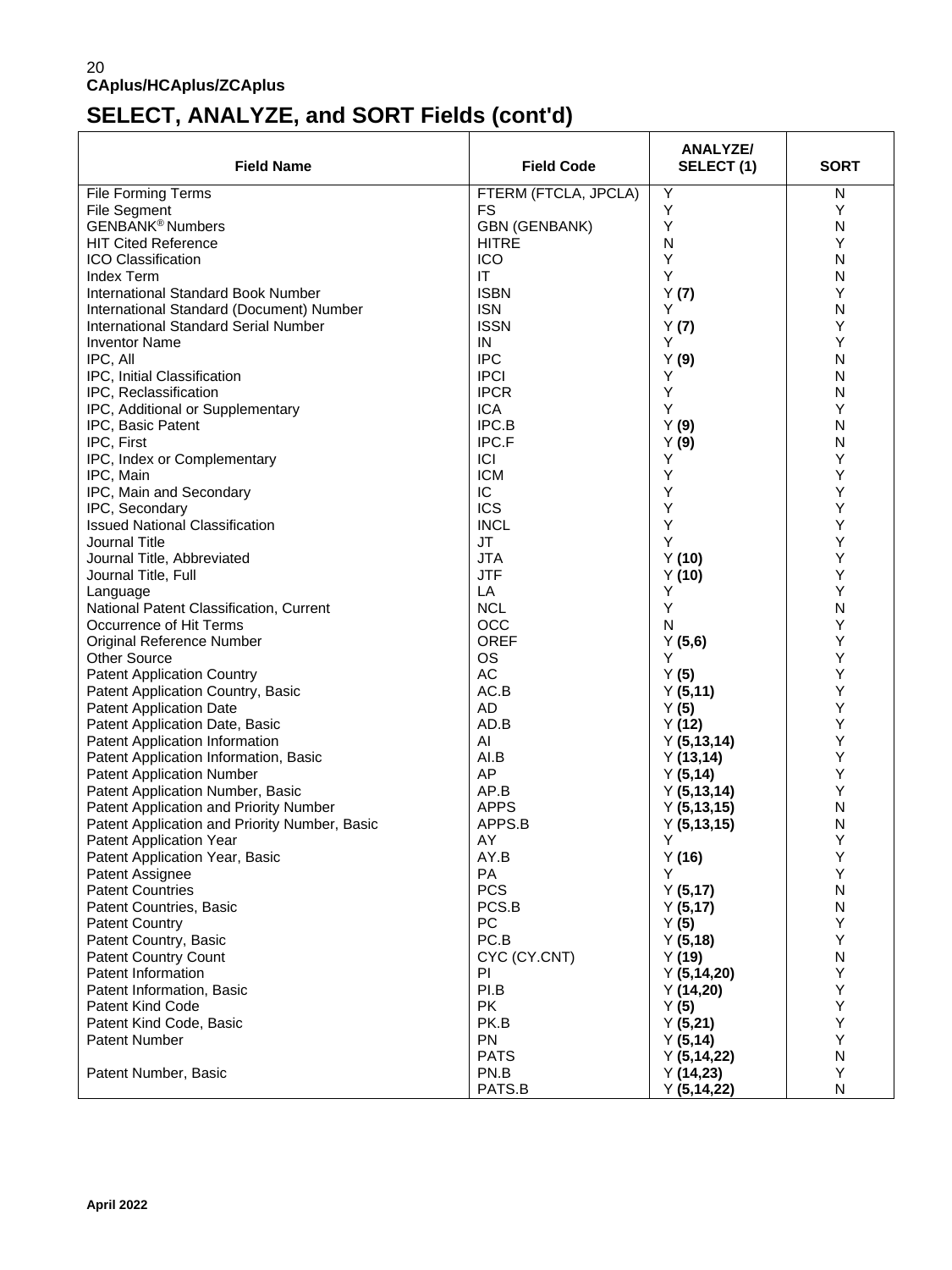**CAplus/HCAplus/ZCAplus**

# SELECT, ANALYZE, and SORT Fields (cont'd)

| Field Name | Field Code | ANALYZE/ SELECT (1) | SORT |
|---|---|---|---|
| File Forming Terms | FTERM (FTCLA, JPCLA) | Y | N |
| File Segment | FS | Y | Y |
| GENBANK® Numbers | GBN (GENBANK) | Y | N |
| HIT Cited Reference | HITRE | N | Y |
| ICO Classification | ICO | Y | N |
| Index Term | IT | Y | N |
| International Standard Book Number | ISBN | Y **(7)** | Y |
| International Standard (Document) Number | ISN | Y | N |
| International Standard Serial Number | ISSN | Y **(7)** | Y |
| Inventor Name | IN | Y | Y |
| IPC, All | IPC | Y **(9)** | N |
| IPC, Initial Classification | IPCI | Y | N |
| IPC, Reclassification | IPCR | Y | N |
| IPC, Additional or Supplementary | ICA | Y | Y |
| IPC, Basic Patent | IPC.B | Y **(9)** | N |
| IPC, First | IPC.F | Y **(9)** | N |
| IPC, Index or Complementary | ICI | Y | Y |
| IPC, Main | ICM | Y | Y |
| IPC, Main and Secondary | IC | Y | Y |
| IPC, Secondary | ICS | Y | Y |
| Issued National Classification | INCL | Y | Y |
| Journal Title | JT | Y | Y |
| Journal Title, Abbreviated | JTA | Y **(10)** | Y |
| Journal Title, Full | JTF | Y **(10)** | Y |
| Language | LA | Y | Y |
| National Patent Classification, Current | NCL | Y | N |
| Occurrence of Hit Terms | OCC | N | Y |
| Original Reference Number | OREF | Y **(5,6)** | Y |
| Other Source | OS | Y | Y |
| Patent Application Country | AC | Y **(5)** | Y |
| Patent Application Country, Basic | AC.B | Y **(5,11)** | Y |
| Patent Application Date | AD | Y **(5)** | Y |
| Patent Application Date, Basic | AD.B | Y **(12)** | Y |
| Patent Application Information | AI | Y **(5,13,14)** | Y |
| Patent Application Information, Basic | AI.B | Y **(13,14)** | Y |
| Patent Application Number | AP | Y **(5,14)** | Y |
| Patent Application Number, Basic | AP.B | Y **(5,13,14)** | Y |
| Patent Application and Priority Number | APPS | Y **(5,13,15)** | N |
| Patent Application and Priority Number, Basic | APPS.B | Y **(5,13,15)** | N |
| Patent Application Year | AY | Y | Y |
| Patent Application Year, Basic | AY.B | Y **(16)** | Y |
| Patent Assignee | PA | Y | Y |
| Patent Countries | PCS | Y **(5,17)** | N |
| Patent Countries, Basic | PCS.B | Y **(5,17)** | N |
| Patent Country | PC | Y **(5)** | Y |
| Patent Country, Basic | PC.B | Y **(5,18)** | Y |
| Patent Country Count | CYC (CY.CNT) | Y **(19)** | N |
| Patent Information | PI | Y **(5,14,20)** | Y |
| Patent Information, Basic | PI.B | Y **(14,20)** | Y |
| Patent Kind Code | PK | Y **(5)** | Y |
| Patent Kind Code, Basic | PK.B | Y **(5,21)** | Y |
| Patent Number | PN | Y **(5,14)** | Y |
| | PATS | Y **(5,14,22)** | N |
| Patent Number, Basic | PN.B | Y **(14,23)** | Y |
| | PATS.B | Y **(5,14,22)** | N |

April 2022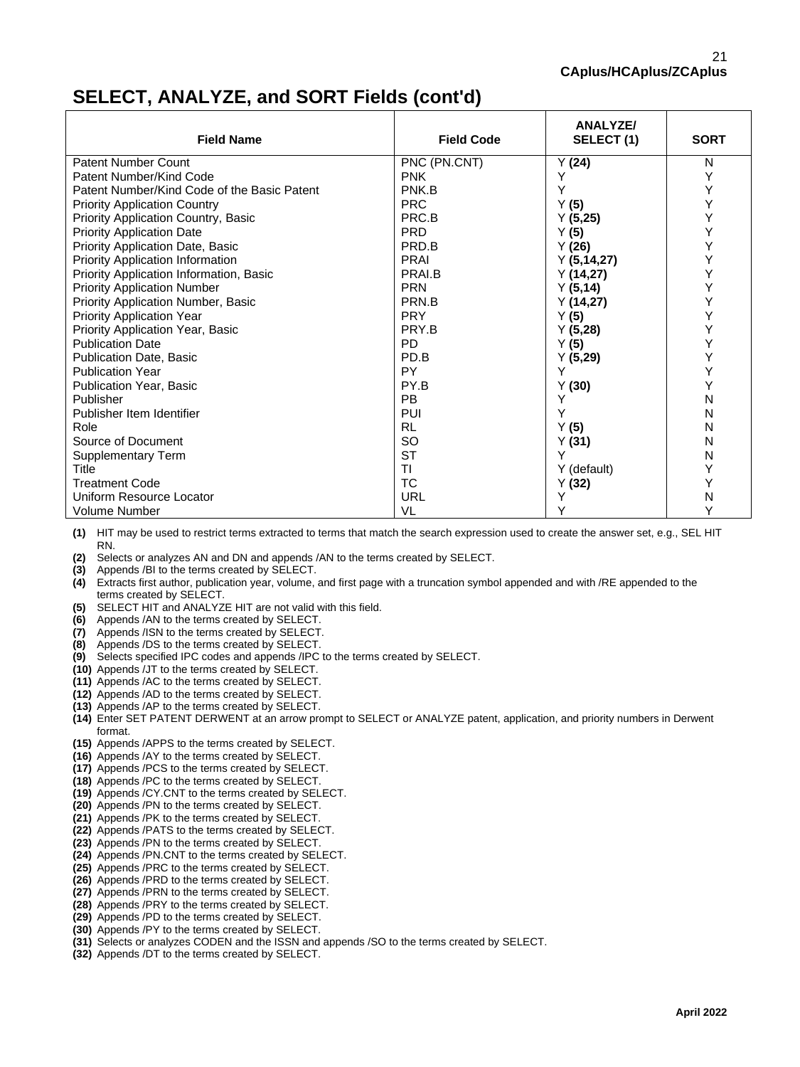## SELECT, ANALYZE, and SORT Fields (cont'd)

| Field Name | Field Code | ANALYZE/ SELECT (1) | SORT |
|---|---|---|---|
| Patent Number Count | PNC (PN.CNT) | Y **(24)** | N |
| Patent Number/Kind Code | PNK | Y | Y |
| Patent Number/Kind Code of the Basic Patent | PNK.B | Y | Y |
| Priority Application Country | PRC | Y **(5)** | Y |
| Priority Application Country, Basic | PRC.B | Y **(5,25)** | Y |
| Priority Application Date | PRD | Y **(5)** | Y |
| Priority Application Date, Basic | PRD.B | Y **(26)** | Y |
| Priority Application Information | PRAI | Y **(5,14,27)** | Y |
| Priority Application Information, Basic | PRAI.B | Y **(14,27)** | Y |
| Priority Application Number | PRN | Y **(5,14)** | Y |
| Priority Application Number, Basic | PRN.B | Y **(14,27)** | Y |
| Priority Application Year | PRY | Y **(5)** | Y |
| Priority Application Year, Basic | PRY.B | Y **(5,28)** | Y |
| Publication Date | PD | Y **(5)** | Y |
| Publication Date, Basic | PD.B | Y **(5,29)** | Y |
| Publication Year | PY | Y | Y |
| Publication Year, Basic | PY.B | Y **(30)** | Y |
| Publisher | PB | Y | N |
| Publisher Item Identifier | PUI | Y | N |
| Role | RL | Y **(5)** | N |
| Source of Document | SO | Y **(31)** | N |
| Supplementary Term | ST | Y | N |
| Title | TI | Y (default) | Y |
| Treatment Code | TC | Y **(32)** | Y |
| Uniform Resource Locator | URL | Y | N |
| Volume Number | VL | Y | Y |

**(1)** HIT may be used to restrict terms extracted to terms that match the search expression used to create the answer set, e.g., SEL HIT RN.
**(2)** Selects or analyzes AN and DN and appends /AN to the terms created by SELECT.
**(3)** Appends /BI to the terms created by SELECT.
**(4)** Extracts first author, publication year, volume, and first page with a truncation symbol appended and with /RE appended to the terms created by SELECT.
**(5)** SELECT HIT and ANALYZE HIT are not valid with this field.
**(6)** Appends /AN to the terms created by SELECT.
**(7)** Appends /ISN to the terms created by SELECT.
**(8)** Appends /DS to the terms created by SELECT.
**(9)** Selects specified IPC codes and appends /IPC to the terms created by SELECT.
**(10)** Appends /JT to the terms created by SELECT.
**(11)** Appends /AC to the terms created by SELECT.
**(12)** Appends /AD to the terms created by SELECT.
**(13)** Appends /AP to the terms created by SELECT.
**(14)** Enter SET PATENT DERWENT at an arrow prompt to SELECT or ANALYZE patent, application, and priority numbers in Derwent format.
**(15)** Appends /APPS to the terms created by SELECT.
**(16)** Appends /AY to the terms created by SELECT.
**(17)** Appends /PCS to the terms created by SELECT.
**(18)** Appends /PC to the terms created by SELECT.
**(19)** Appends /CY.CNT to the terms created by SELECT.
**(20)** Appends /PN to the terms created by SELECT.
**(21)** Appends /PK to the terms created by SELECT.
**(22)** Appends /PATS to the terms created by SELECT.
**(23)** Appends /PN to the terms created by SELECT.
**(24)** Appends /PN.CNT to the terms created by SELECT.
**(25)** Appends /PRC to the terms created by SELECT.
**(26)** Appends /PRD to the terms created by SELECT.
**(27)** Appends /PRN to the terms created by SELECT.
**(28)** Appends /PRY to the terms created by SELECT.
**(29)** Appends /PD to the terms created by SELECT.
**(30)** Appends /PY to the terms created by SELECT.
**(31)** Selects or analyzes CODEN and the ISSN and appends /SO to the terms created by SELECT.
**(32)** Appends /DT to the terms created by SELECT.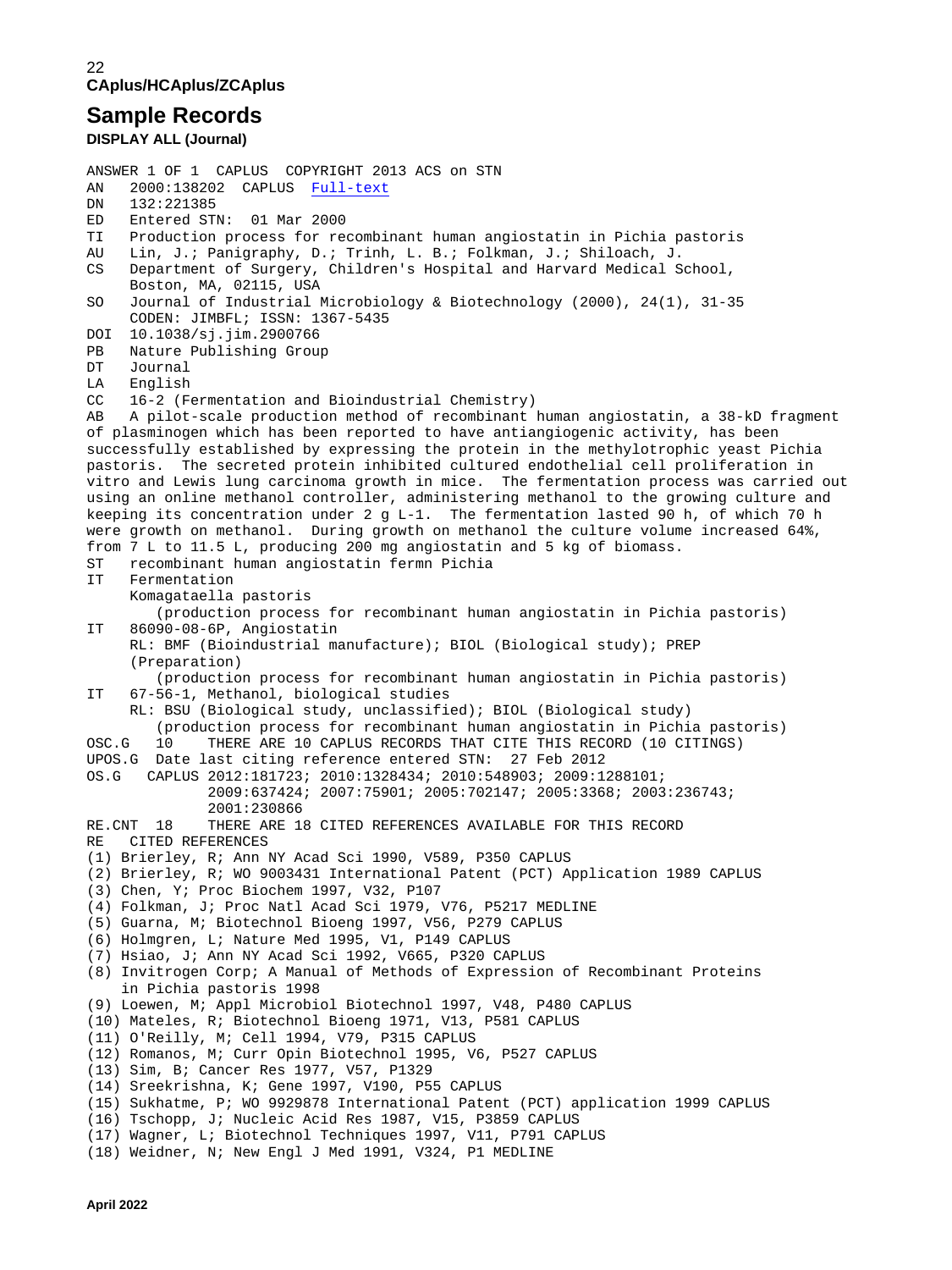# Sample Records

**DISPLAY ALL (Journal)**

```
ANSWER 1 OF 1  CAPLUS  COPYRIGHT 2013 ACS on STN
AN   2000:138202  CAPLUS  Full-text
DN   132:221385
ED   Entered STN:  01 Mar 2000
TI   Production process for recombinant human angiostatin in Pichia pastoris
AU   Lin, J.; Panigraphy, D.; Trinh, L. B.; Folkman, J.; Shiloach, J.
CS   Department of Surgery, Children's Hospital and Harvard Medical School,
     Boston, MA, 02115, USA
SO   Journal of Industrial Microbiology & Biotechnology (2000), 24(1), 31-35
     CODEN: JIMBFL; ISSN: 1367-5435
DOI  10.1038/sj.jim.2900766
PB   Nature Publishing Group
DT   Journal
LA   English
CC   16-2 (Fermentation and Bioindustrial Chemistry)
AB   A pilot-scale production method of recombinant human angiostatin, a 38-kD fragment
of plasminogen which has been reported to have antiangiogenic activity, has been
successfully established by expressing the protein in the methylotrophic yeast Pichia
pastoris.  The secreted protein inhibited cultured endothelial cell proliferation in
vitro and Lewis lung carcinoma growth in mice.  The fermentation process was carried out
using an online methanol controller, administering methanol to the growing culture and
keeping its concentration under 2 g L-1.  The fermentation lasted 90 h, of which 70 h
were growth on methanol.  During growth on methanol the culture volume increased 64%,
from 7 L to 11.5 L, producing 200 mg angiostatin and 5 kg of biomass.
ST   recombinant human angiostatin fermn Pichia
IT   Fermentation
     Komagataella pastoris
        (production process for recombinant human angiostatin in Pichia pastoris)
IT   86090-08-6P, Angiostatin
     RL: BMF (Bioindustrial manufacture); BIOL (Biological study); PREP
     (Preparation)
        (production process for recombinant human angiostatin in Pichia pastoris)
IT   67-56-1, Methanol, biological studies
     RL: BSU (Biological study, unclassified); BIOL (Biological study)
        (production process for recombinant human angiostatin in Pichia pastoris)
OSC.G   10     THERE ARE 10 CAPLUS RECORDS THAT CITE THIS RECORD (10 CITINGS)
UPOS.G  Date last citing reference entered STN:  27 Feb 2012
OS.G   CAPLUS 2012:181723; 2010:1328434; 2010:548903; 2009:1288101;
              2009:637424; 2007:75901; 2005:702147; 2005:3368; 2003:236743;
              2001:230866
RE.CNT  18     THERE ARE 18 CITED REFERENCES AVAILABLE FOR THIS RECORD
RE   CITED REFERENCES
(1) Brierley, R; Ann NY Acad Sci 1990, V589, P350 CAPLUS
(2) Brierley, R; WO 9003431 International Patent (PCT) Application 1989 CAPLUS
(3) Chen, Y; Proc Biochem 1997, V32, P107
(4) Folkman, J; Proc Natl Acad Sci 1979, V76, P5217 MEDLINE
(5) Guarna, M; Biotechnol Bioeng 1997, V56, P279 CAPLUS
(6) Holmgren, L; Nature Med 1995, V1, P149 CAPLUS
(7) Hsiao, J; Ann NY Acad Sci 1992, V665, P320 CAPLUS
(8) Invitrogen Corp; A Manual of Methods of Expression of Recombinant Proteins
    in Pichia pastoris 1998
(9) Loewen, M; Appl Microbiol Biotechnol 1997, V48, P480 CAPLUS
(10) Mateles, R; Biotechnol Bioeng 1971, V13, P581 CAPLUS
(11) O'Reilly, M; Cell 1994, V79, P315 CAPLUS
(12) Romanos, M; Curr Opin Biotechnol 1995, V6, P527 CAPLUS
(13) Sim, B; Cancer Res 1977, V57, P1329
(14) Sreekrishna, K; Gene 1997, V190, P55 CAPLUS
(15) Sukhatme, P; WO 9929878 International Patent (PCT) application 1999 CAPLUS
(16) Tschopp, J; Nucleic Acid Res 1987, V15, P3859 CAPLUS
(17) Wagner, L; Biotechnol Techniques 1997, V11, P791 CAPLUS
(18) Weidner, N; New Engl J Med 1991, V324, P1 MEDLINE
```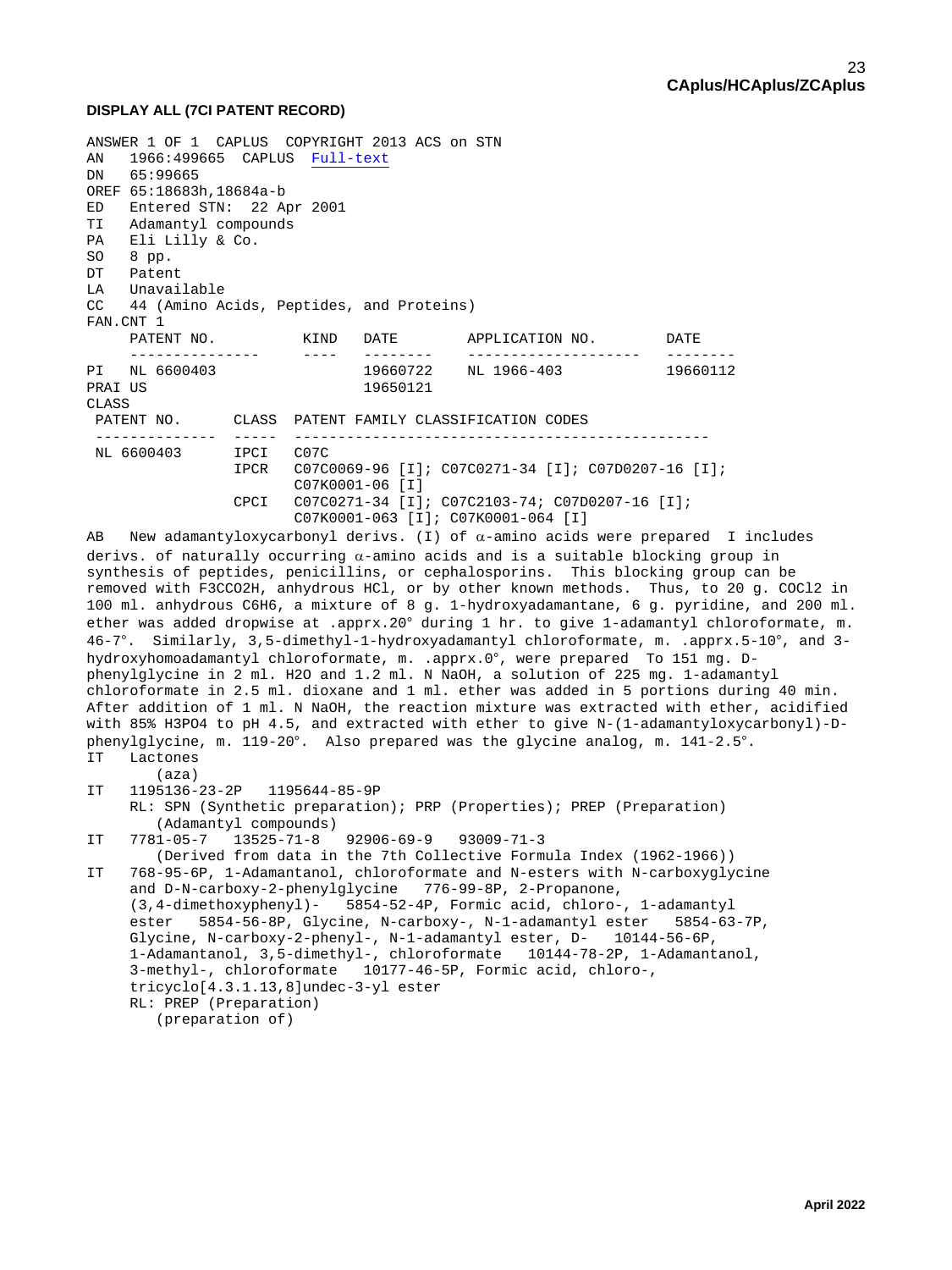### DISPLAY ALL (7CI PATENT RECORD)

```
ANSWER 1 OF 1  CAPLUS  COPYRIGHT 2013 ACS on STN
AN   1966:499665  CAPLUS  Full-text
DN   65:99665
OREF 65:18683h,18684a-b
ED   Entered STN:  22 Apr 2001
TI   Adamantyl compounds
PA   Eli Lilly & Co.
SO   8 pp.
DT   Patent
LA   Unavailable
CC   44 (Amino Acids, Peptides, and Proteins)
FAN.CNT 1
     PATENT NO.          KIND   DATE        APPLICATION NO.        DATE
     ---------------     ----   --------    --------------------   --------
PI   NL 6600403                 19660722    NL 1966-403            19660112
PRAI US                         19650121
CLASS
 PATENT NO.       CLASS  PATENT FAMILY CLASSIFICATION CODES
 --------------   -----  -----------------------------------------------
 NL 6600403       IPCI   C07C
                  IPCR   C07C0069-96 [I]; C07C0271-34 [I]; C07D0207-16 [I];
                         C07K0001-06 [I]
                  CPCI   C07C0271-34 [I]; C07C2103-74; C07D0207-16 [I];
                         C07K0001-063 [I]; C07K0001-064 [I]
AB   New adamantyloxycarbonyl derivs. (I) of α-amino acids were prepared  I includes
derivs. of naturally occurring α-amino acids and is a suitable blocking group in
synthesis of peptides, penicillins, or cephalosporins.  This blocking group can be
removed with F3CCO2H, anhydrous HCl, or by other known methods.  Thus, to 20 g. COCl2 in
100 ml. anhydrous C6H6, a mixture of 8 g. 1-hydroxyadamantane, 6 g. pyridine, and 200 ml.
ether was added dropwise at .apprx.20° during 1 hr. to give 1-adamantyl chloroformate, m.
46-7°.  Similarly, 3,5-dimethyl-1-hydroxyadamantyl chloroformate, m. .apprx.5-10°, and 3-
hydroxyhomoadamantyl chloroformate, m. .apprx.0°, were prepared  To 151 mg. D-
phenylglycine in 2 ml. H2O and 1.2 ml. N NaOH, a solution of 225 mg. 1-adamantyl
chloroformate in 2.5 ml. dioxane and 1 ml. ether was added in 5 portions during 40 min.
After addition of 1 ml. N NaOH, the reaction mixture was extracted with ether, acidified
with 85% H3PO4 to pH 4.5, and extracted with ether to give N-(1-adamantyloxycarbonyl)-D-
phenylglycine, m. 119-20°.  Also prepared was the glycine analog, m. 141-2.5°.
IT   Lactones
        (aza)
IT   1195136-23-2P   1195644-85-9P
     RL: SPN (Synthetic preparation); PRP (Properties); PREP (Preparation)
        (Adamantyl compounds)
IT   7781-05-7   13525-71-8   92906-69-9   93009-71-3
        (Derived from data in the 7th Collective Formula Index (1962-1966))
IT   768-95-6P, 1-Adamantanol, chloroformate and N-esters with N-carboxyglycine
     and D-N-carboxy-2-phenylglycine   776-99-8P, 2-Propanone,
     (3,4-dimethoxyphenyl)-   5854-52-4P, Formic acid, chloro-, 1-adamantyl
     ester   5854-56-8P, Glycine, N-carboxy-, N-1-adamantyl ester   5854-63-7P,
     Glycine, N-carboxy-2-phenyl-, N-1-adamantyl ester, D-   10144-56-6P,
     1-Adamantanol, 3,5-dimethyl-, chloroformate   10144-78-2P, 1-Adamantanol,
     3-methyl-, chloroformate   10177-46-5P, Formic acid, chloro-,
     tricyclo[4.3.1.13,8]undec-3-yl ester
     RL: PREP (Preparation)
        (preparation of)
```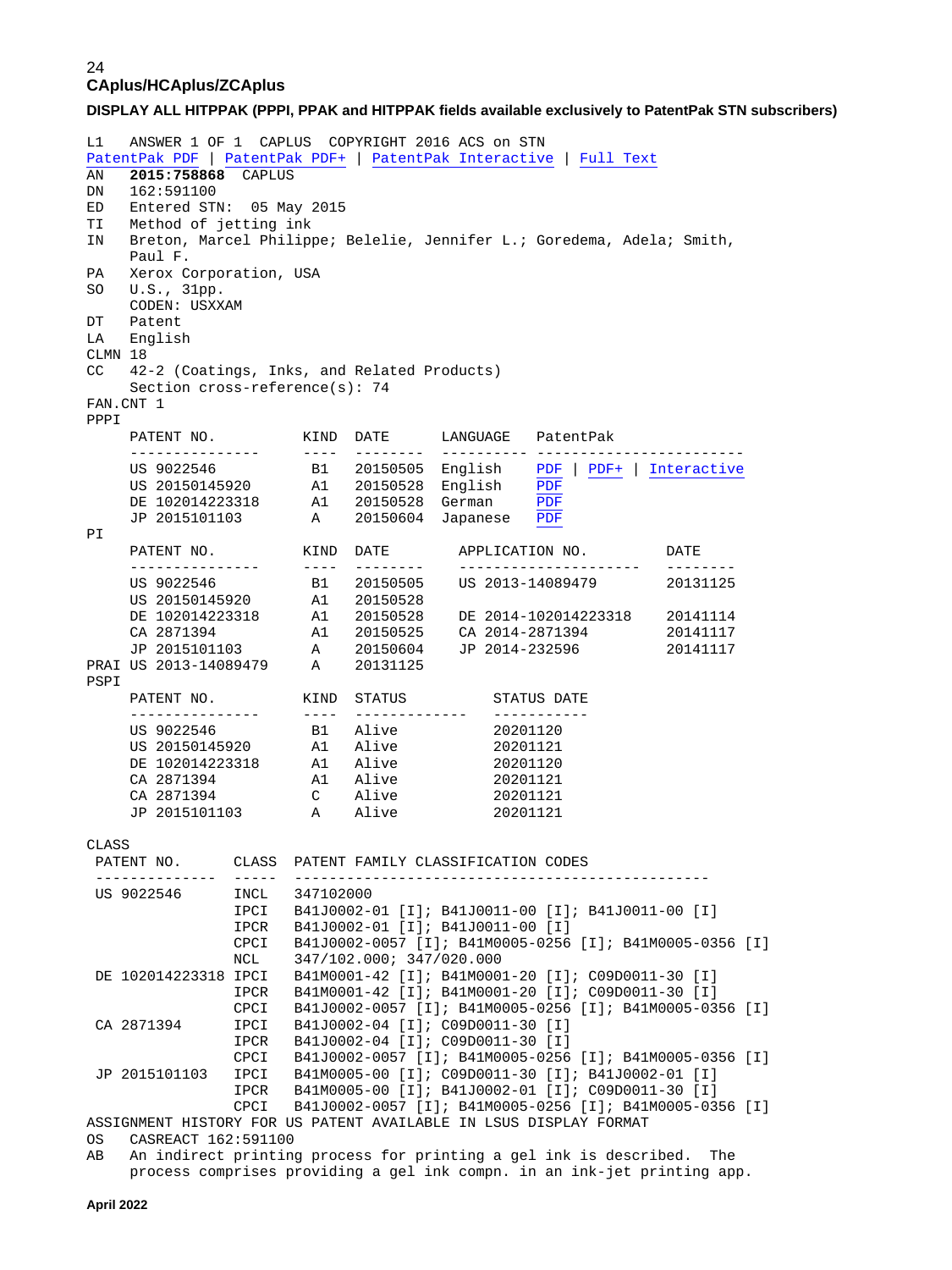## CAplus/HCAplus/ZCAplus

**DISPLAY ALL HITPPAK (PPPI, PPAK and HITPPAK fields available exclusively to PatentPak STN subscribers)**

```
L1   ANSWER 1 OF 1  CAPLUS  COPYRIGHT 2016 ACS on STN
PatentPak PDF | PatentPak PDF+ | PatentPak Interactive | Full Text
AN   2015:758868  CAPLUS
DN   162:591100
ED   Entered STN:  05 May 2015
TI   Method of jetting ink
IN   Breton, Marcel Philippe; Belelie, Jennifer L.; Goredema, Adela; Smith,
     Paul F.
PA   Xerox Corporation, USA
SO   U.S., 31pp.
     CODEN: USXXAM
DT   Patent
LA   English
CLMN 18
CC   42-2 (Coatings, Inks, and Related Products)
     Section cross-reference(s): 74
FAN.CNT 1
PPPI
     PATENT NO.          KIND  DATE      LANGUAGE   PatentPak
     ---------------     ----  --------  ---------- -----------------------
     US 9022546           B1   20150505  English    PDF | PDF+ | Interactive
     US 20150145920       A1   20150528  English    PDF
     DE 102014223318      A1   20150528  German     PDF
     JP 2015101103        A    20150604  Japanese   PDF
PI
     PATENT NO.          KIND  DATE       APPLICATION NO.        DATE
     ---------------     ----  --------   ---------------------  --------
     US 9022546           B1   20150505   US 2013-14089479       20131125
     US 20150145920       A1   20150528
     DE 102014223318      A1   20150528   DE 2014-102014223318   20141114
     CA 2871394           A1   20150525   CA 2014-2871394        20141117
     JP 2015101103        A    20150604   JP 2014-232596         20141117
PRAI US 2013-14089479     A    20131125
PSPI
     PATENT NO.          KIND  STATUS          STATUS DATE
     ---------------     ----  -------------   -----------
     US 9022546           B1   Alive           20201120
     US 20150145920       A1   Alive           20201121
     DE 102014223318      A1   Alive           20201120
     CA 2871394           A1   Alive           20201121
     CA 2871394           C    Alive           20201121
     JP 2015101103        A    Alive           20201121

CLASS
 PATENT NO.      CLASS  PATENT FAMILY CLASSIFICATION CODES
 --------------  -----  ---------------------------------------------
 US 9022546      INCL   347102000
                 IPCI   B41J0002-01 [I]; B41J0011-00 [I]; B41J0011-00 [I]
                 IPCR   B41J0002-01 [I]; B41J0011-00 [I]
                 CPCI   B41J0002-0057 [I]; B41M0005-0256 [I]; B41M0005-0356 [I]
                 NCL    347/102.000; 347/020.000
 DE 102014223318 IPCI   B41M0001-42 [I]; B41M0001-20 [I]; C09D0011-30 [I]
                 IPCR   B41M0001-42 [I]; B41M0001-20 [I]; C09D0011-30 [I]
                 CPCI   B41J0002-0057 [I]; B41M0005-0256 [I]; B41M0005-0356 [I]
 CA 2871394      IPCI   B41J0002-04 [I]; C09D0011-30 [I]
                 IPCR   B41J0002-04 [I]; C09D0011-30 [I]
                 CPCI   B41J0002-0057 [I]; B41M0005-0256 [I]; B41M0005-0356 [I]
 JP 2015101103   IPCI   B41M0005-00 [I]; C09D0011-30 [I]; B41J0002-01 [I]
                 IPCR   B41M0005-00 [I]; B41J0002-01 [I]; C09D0011-30 [I]
                 CPCI   B41J0002-0057 [I]; B41M0005-0256 [I]; B41M0005-0356 [I]
ASSIGNMENT HISTORY FOR US PATENT AVAILABLE IN LSUS DISPLAY FORMAT
OS   CASREACT 162:591100
AB   An indirect printing process for printing a gel ink is described.  The
     process comprises providing a gel ink compn. in an ink-jet printing app.
```

April 2022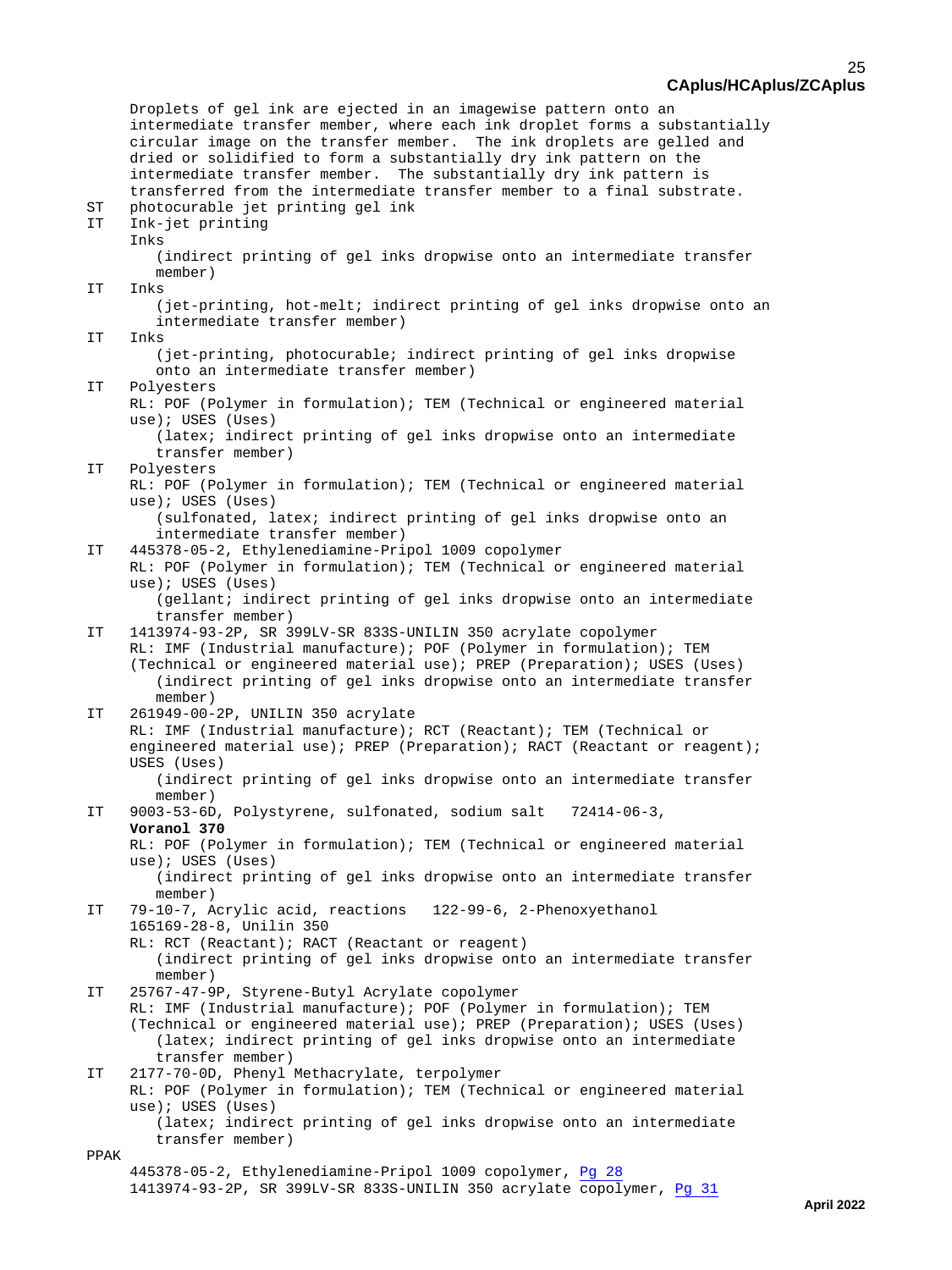Droplets of gel ink are ejected in an imagewise pattern onto an intermediate transfer member, where each ink droplet forms a substantially circular image on the transfer member. The ink droplets are gelled and dried or solidified to form a substantially dry ink pattern on the intermediate transfer member. The substantially dry ink pattern is transferred from the intermediate transfer member to a final substrate.

ST photocurable jet printing gel ink

IT Ink-jet printing
Inks
(indirect printing of gel inks dropwise onto an intermediate transfer member)

IT Inks
(jet-printing, hot-melt; indirect printing of gel inks dropwise onto an intermediate transfer member)

IT Inks
(jet-printing, photocurable; indirect printing of gel inks dropwise onto an intermediate transfer member)

IT Polyesters
RL: POF (Polymer in formulation); TEM (Technical or engineered material use); USES (Uses)
(latex; indirect printing of gel inks dropwise onto an intermediate transfer member)

IT Polyesters
RL: POF (Polymer in formulation); TEM (Technical or engineered material use); USES (Uses)
(sulfonated, latex; indirect printing of gel inks dropwise onto an intermediate transfer member)

IT 445378-05-2, Ethylenediamine-Pripol 1009 copolymer
RL: POF (Polymer in formulation); TEM (Technical or engineered material use); USES (Uses)
(gellant; indirect printing of gel inks dropwise onto an intermediate transfer member)

IT 1413974-93-2P, SR 399LV-SR 833S-UNILIN 350 acrylate copolymer
RL: IMF (Industrial manufacture); POF (Polymer in formulation); TEM (Technical or engineered material use); PREP (Preparation); USES (Uses)
(indirect printing of gel inks dropwise onto an intermediate transfer member)

IT 261949-00-2P, UNILIN 350 acrylate
RL: IMF (Industrial manufacture); RCT (Reactant); TEM (Technical or engineered material use); PREP (Preparation); RACT (Reactant or reagent); USES (Uses)
(indirect printing of gel inks dropwise onto an intermediate transfer member)

IT 9003-53-6D, Polystyrene, sulfonated, sodium salt 72414-06-3, **Voranol 370**
RL: POF (Polymer in formulation); TEM (Technical or engineered material use); USES (Uses)
(indirect printing of gel inks dropwise onto an intermediate transfer member)

IT 79-10-7, Acrylic acid, reactions 122-99-6, 2-Phenoxyethanol 165169-28-8, Unilin 350
RL: RCT (Reactant); RACT (Reactant or reagent)
(indirect printing of gel inks dropwise onto an intermediate transfer member)

IT 25767-47-9P, Styrene-Butyl Acrylate copolymer
RL: IMF (Industrial manufacture); POF (Polymer in formulation); TEM (Technical or engineered material use); PREP (Preparation); USES (Uses)
(latex; indirect printing of gel inks dropwise onto an intermediate transfer member)

IT 2177-70-0D, Phenyl Methacrylate, terpolymer
RL: POF (Polymer in formulation); TEM (Technical or engineered material use); USES (Uses)
(latex; indirect printing of gel inks dropwise onto an intermediate transfer member)

PPAK
445378-05-2, Ethylenediamine-Pripol 1009 copolymer, Pg 28
1413974-93-2P, SR 399LV-SR 833S-UNILIN 350 acrylate copolymer, Pg 31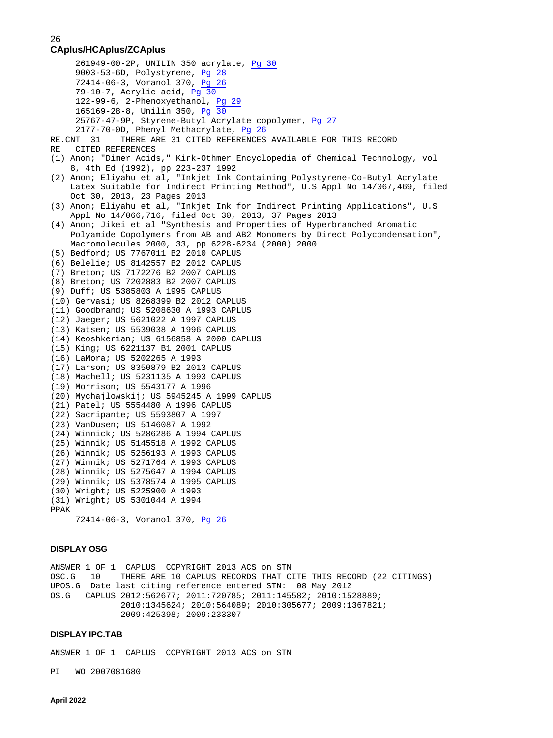```
      261949-00-2P, UNILIN 350 acrylate, Pg 30
      9003-53-6D, Polystyrene, Pg 28
      72414-06-3, Voranol 370, Pg 26
      79-10-7, Acrylic acid, Pg 30
      122-99-6, 2-Phenoxyethanol, Pg 29
      165169-28-8, Unilin 350, Pg 30
      25767-47-9P, Styrene-Butyl Acrylate copolymer, Pg 27
      2177-70-0D, Phenyl Methacrylate, Pg 26
RE.CNT  31    THERE ARE 31 CITED REFERENCES AVAILABLE FOR THIS RECORD
RE   CITED REFERENCES
(1) Anon; "Dimer Acids," Kirk-Othmer Encyclopedia of Chemical Technology, vol
    8, 4th Ed (1992), pp 223-237 1992
(2) Anon; Eliyahu et al, "Inkjet Ink Containing Polystyrene-Co-Butyl Acrylate
    Latex Suitable for Indirect Printing Method", U.S Appl No 14/067,469, filed
    Oct 30, 2013, 23 Pages 2013
(3) Anon; Eliyahu et al, "Inkjet Ink for Indirect Printing Applications", U.S
    Appl No 14/066,716, filed Oct 30, 2013, 37 Pages 2013
(4) Anon; Jikei et al "Synthesis and Properties of Hyperbranched Aromatic
    Polyamide Copolymers from AB and AB2 Monomers by Direct Polycondensation",
    Macromolecules 2000, 33, pp 6228-6234 (2000) 2000
(5) Bedford; US 7767011 B2 2010 CAPLUS
(6) Belelie; US 8142557 B2 2012 CAPLUS
(7) Breton; US 7172276 B2 2007 CAPLUS
(8) Breton; US 7202883 B2 2007 CAPLUS
(9) Duff; US 5385803 A 1995 CAPLUS
(10) Gervasi; US 8268399 B2 2012 CAPLUS
(11) Goodbrand; US 5208630 A 1993 CAPLUS
(12) Jaeger; US 5621022 A 1997 CAPLUS
(13) Katsen; US 5539038 A 1996 CAPLUS
(14) Keoshkerian; US 6156858 A 2000 CAPLUS
(15) King; US 6221137 B1 2001 CAPLUS
(16) LaMora; US 5202265 A 1993
(17) Larson; US 8350879 B2 2013 CAPLUS
(18) Machell; US 5231135 A 1993 CAPLUS
(19) Morrison; US 5543177 A 1996
(20) Mychajlowskij; US 5945245 A 1999 CAPLUS
(21) Patel; US 5554480 A 1996 CAPLUS
(22) Sacripante; US 5593807 A 1997
(23) VanDusen; US 5146087 A 1992
(24) Winnick; US 5286286 A 1994 CAPLUS
(25) Winnik; US 5145518 A 1992 CAPLUS
(26) Winnik; US 5256193 A 1993 CAPLUS
(27) Winnik; US 5271764 A 1993 CAPLUS
(28) Winnik; US 5275647 A 1994 CAPLUS
(29) Winnik; US 5378574 A 1995 CAPLUS
(30) Wright; US 5225900 A 1993
(31) Wright; US 5301044 A 1994
PPAK
      72414-06-3, Voranol 370, Pg 26
```

**DISPLAY OSG**

```
ANSWER 1 OF 1  CAPLUS  COPYRIGHT 2013 ACS on STN
OSC.G   10    THERE ARE 10 CAPLUS RECORDS THAT CITE THIS RECORD (22 CITINGS)
UPOS.G  Date last citing reference entered STN:  08 May 2012
OS.G   CAPLUS 2012:562677; 2011:720785; 2011:145582; 2010:1528889;
              2010:1345624; 2010:564089; 2010:305677; 2009:1367821;
              2009:425398; 2009:233307
```

**DISPLAY IPC.TAB**

```
ANSWER 1 OF 1  CAPLUS  COPYRIGHT 2013 ACS on STN

PI   WO 2007081680
```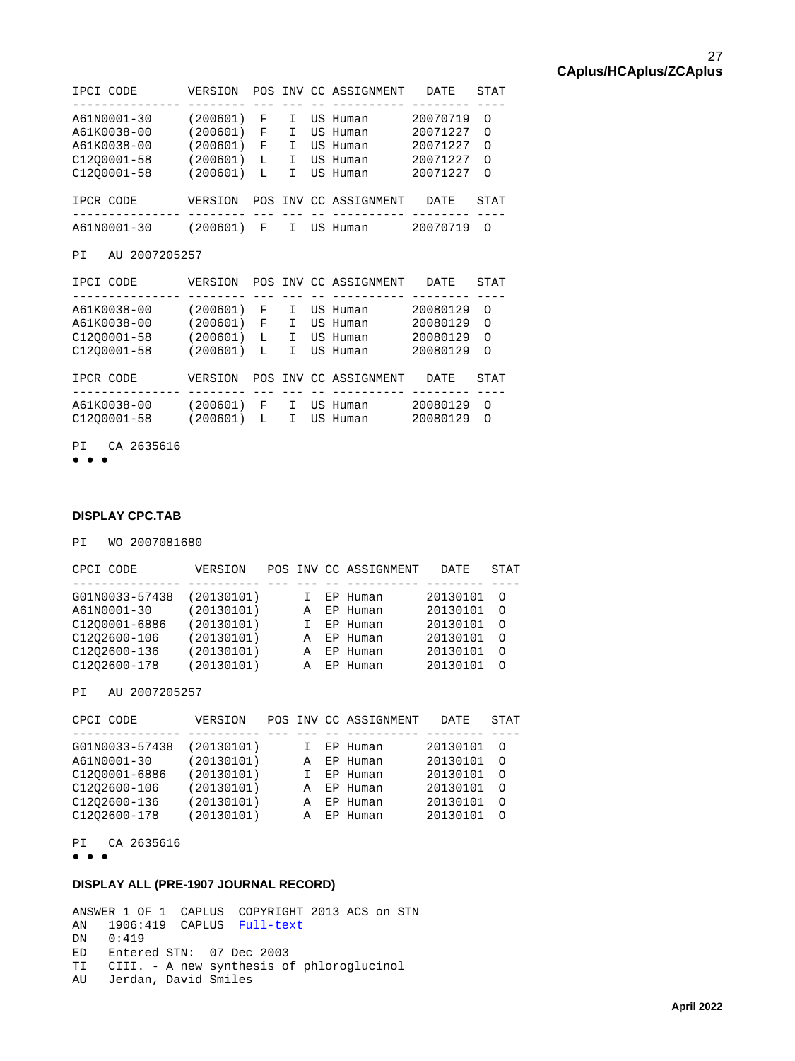```
IPCI CODE        VERSION   POS INV CC ASSIGNMENT   DATE    STAT
---------------  --------  --- --- -- ----------  -------- ----
A61N0001-30      (200601)  F   I   US Human       20070719  O
A61K0038-00      (200601)  F   I   US Human       20071227  O
A61K0038-00      (200601)  F   I   US Human       20071227  O
C12Q0001-58      (200601)  L   I   US Human       20071227  O
C12Q0001-58      (200601)  L   I   US Human       20071227  O

IPCR CODE        VERSION   POS INV CC ASSIGNMENT   DATE    STAT
---------------  --------  --- --- -- ----------  -------- ----
A61N0001-30      (200601)  F   I   US Human       20070719  O

PI   AU 2007205257

IPCI CODE        VERSION   POS INV CC ASSIGNMENT   DATE    STAT
---------------  --------  --- --- -- ----------  -------- ----
A61K0038-00      (200601)  F   I   US Human       20080129  O
A61K0038-00      (200601)  F   I   US Human       20080129  O
C12Q0001-58      (200601)  L   I   US Human       20080129  O
C12Q0001-58      (200601)  L   I   US Human       20080129  O

IPCR CODE        VERSION   POS INV CC ASSIGNMENT   DATE    STAT
---------------  --------  --- --- -- ----------  -------- ----
A61K0038-00      (200601)  F   I   US Human       20080129  O
C12Q0001-58      (200601)  L   I   US Human       20080129  O

PI   CA 2635616
• • •
```

**DISPLAY CPC.TAB**

```
PI   WO 2007081680

CPCI CODE        VERSION     POS INV CC ASSIGNMENT   DATE    STAT
---------------  ----------  --- --- -- ----------  -------- ----
G01N0033-57438   (20130101)      I   EP Human       20130101  O
A61N0001-30      (20130101)      A   EP Human       20130101  O
C12Q0001-6886    (20130101)      I   EP Human       20130101  O
C12Q2600-106     (20130101)      A   EP Human       20130101  O
C12Q2600-136     (20130101)      A   EP Human       20130101  O
C12Q2600-178     (20130101)      A   EP Human       20130101  O

PI   AU 2007205257

CPCI CODE        VERSION     POS INV CC ASSIGNMENT   DATE    STAT
---------------  ----------  --- --- -- ----------  -------- ----
G01N0033-57438   (20130101)      I   EP Human       20130101  O
A61N0001-30      (20130101)      A   EP Human       20130101  O
C12Q0001-6886    (20130101)      I   EP Human       20130101  O
C12Q2600-106     (20130101)      A   EP Human       20130101  O
C12Q2600-136     (20130101)      A   EP Human       20130101  O
C12Q2600-178     (20130101)      A   EP Human       20130101  O

PI   CA 2635616
• • •
```

**DISPLAY ALL (PRE-1907 JOURNAL RECORD)**

```
ANSWER 1 OF 1  CAPLUS  COPYRIGHT 2013 ACS on STN
AN   1906:419  CAPLUS  Full-text
DN   0:419
ED   Entered STN:  07 Dec 2003
TI   CIII. - A new synthesis of phloroglucinol
AU   Jerdan, David Smiles
```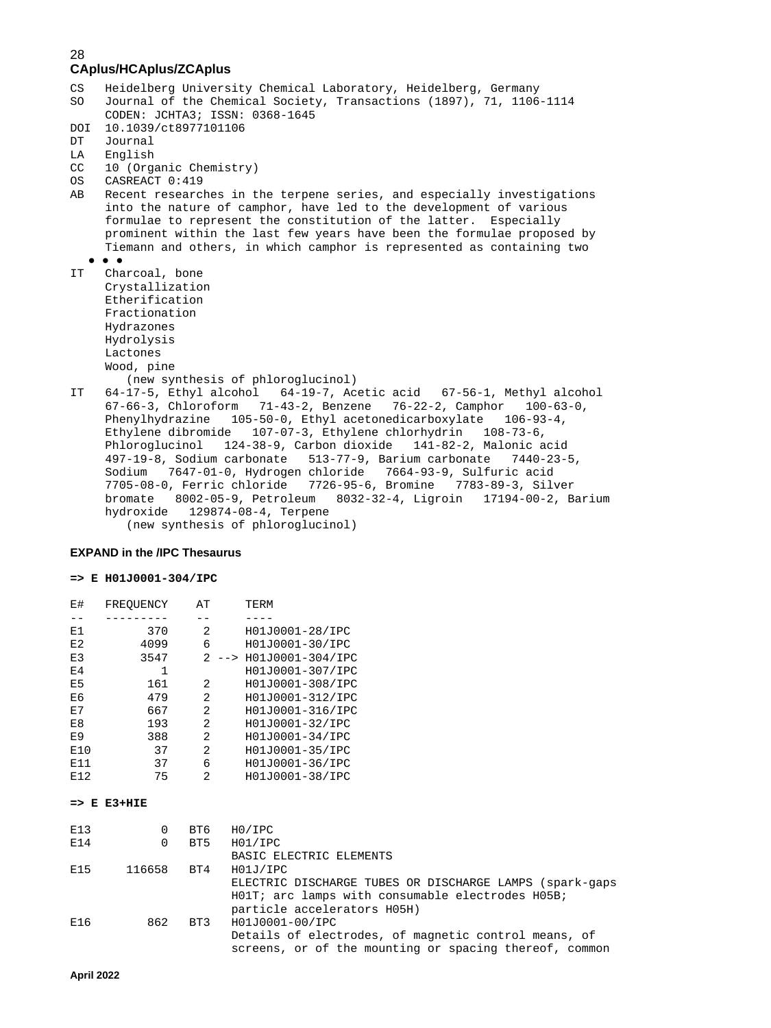**CAplus/HCAplus/ZCAplus**

```
CS   Heidelberg University Chemical Laboratory, Heidelberg, Germany
SO   Journal of the Chemical Society, Transactions (1897), 71, 1106-1114
     CODEN: JCHTA3; ISSN: 0368-1645
DOI  10.1039/ct8977101106
DT   Journal
LA   English
CC   10 (Organic Chemistry)
OS   CASREACT 0:419
AB   Recent researches in the terpene series, and especially investigations
     into the nature of camphor, have led to the development of various
     formulae to represent the constitution of the latter.  Especially
     prominent within the last few years have been the formulae proposed by
     Tiemann and others, in which camphor is represented as containing two
   • • •
IT   Charcoal, bone
     Crystallization
     Etherification
     Fractionation
     Hydrazones
     Hydrolysis
     Lactones
     Wood, pine
        (new synthesis of phloroglucinol)
IT   64-17-5, Ethyl alcohol   64-19-7, Acetic acid   67-56-1, Methyl alcohol
     67-66-3, Chloroform   71-43-2, Benzene   76-22-2, Camphor   100-63-0,
     Phenylhydrazine   105-50-0, Ethyl acetonedicarboxylate   106-93-4,
     Ethylene dibromide   107-07-3, Ethylene chlorhydrin   108-73-6,
     Phloroglucinol   124-38-9, Carbon dioxide   141-82-2, Malonic acid
     497-19-8, Sodium carbonate   513-77-9, Barium carbonate   7440-23-5,
     Sodium   7647-01-0, Hydrogen chloride   7664-93-9, Sulfuric acid
     7705-08-0, Ferric chloride   7726-95-6, Bromine   7783-89-3, Silver
     bromate   8002-05-9, Petroleum   8032-32-4, Ligroin   17194-00-2, Barium
     hydroxide   129874-08-4, Terpene
        (new synthesis of phloroglucinol)
```

**EXPAND in the /IPC Thesaurus**

**=> E H01J0001-304/IPC**

```
E#   FREQUENCY    AT     TERM
--   ---------    --     ----
E1         370     2     H01J0001-28/IPC
E2        4099     6     H01J0001-30/IPC
E3        3547     2 --> H01J0001-304/IPC
E4           1           H01J0001-307/IPC
E5         161     2     H01J0001-308/IPC
E6         479     2     H01J0001-312/IPC
E7         667     2     H01J0001-316/IPC
E8         193     2     H01J0001-32/IPC
E9         388     2     H01J0001-34/IPC
E10         37     2     H01J0001-35/IPC
E11         37     6     H01J0001-36/IPC
E12         75     2     H01J0001-38/IPC
```

**=> E E3+HIE**

```
E13          0   BT6   H0/IPC
E14          0   BT5   H01/IPC
                       BASIC ELECTRIC ELEMENTS
E15     116658   BT4   H01J/IPC
                       ELECTRIC DISCHARGE TUBES OR DISCHARGE LAMPS (spark-gaps
                       H01T; arc lamps with consumable electrodes H05B;
                       particle accelerators H05H)
E16        862   BT3   H01J0001-00/IPC
                       Details of electrodes, of magnetic control means, of
                       screens, or of the mounting or spacing thereof, common
```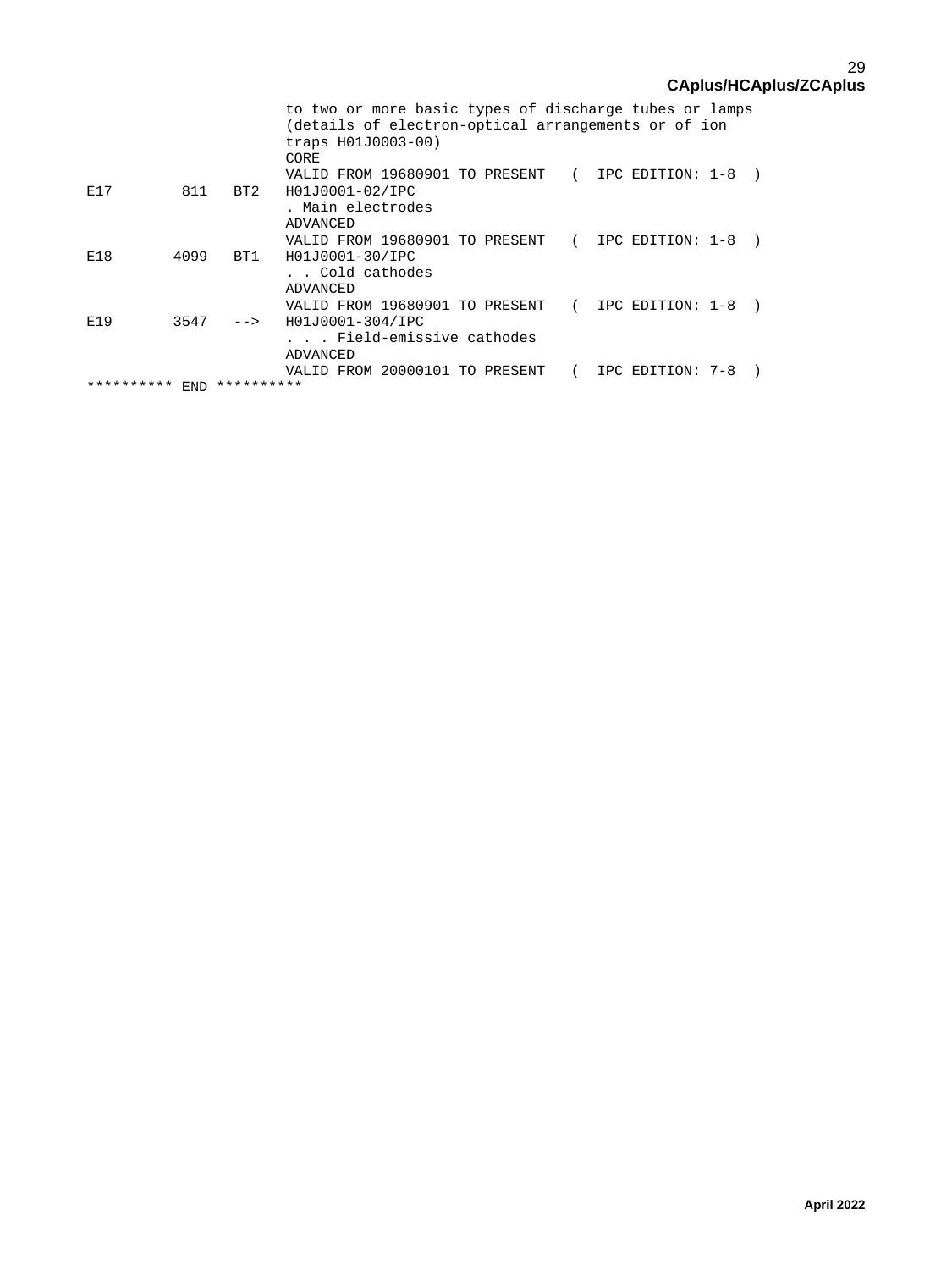```
                              to two or more basic types of discharge tubes or lamps
                              (details of electron-optical arrangements or of ion
                              traps H01J0003-00)
                              CORE
                              VALID FROM 19680901 TO PRESENT   (  IPC EDITION: 1-8  )
E17          811   BT2        H01J0001-02/IPC
                              . Main electrodes
                              ADVANCED
                              VALID FROM 19680901 TO PRESENT   (  IPC EDITION: 1-8  )
E18         4099   BT1        H01J0001-30/IPC
                              . . Cold cathodes
                              ADVANCED
                              VALID FROM 19680901 TO PRESENT   (  IPC EDITION: 1-8  )
E19         3547   -->        H01J0001-304/IPC
                              . . . Field-emissive cathodes
                              ADVANCED
                              VALID FROM 20000101 TO PRESENT   (  IPC EDITION: 7-8  )
********** END **********
```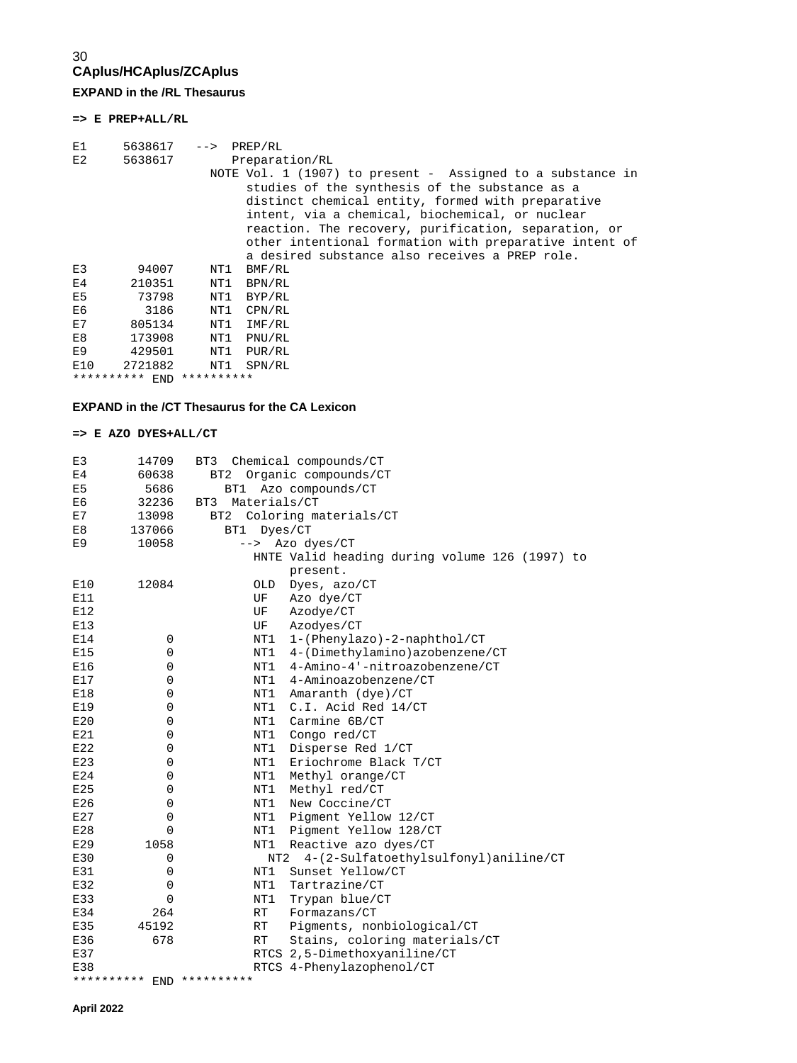## CAplus/HCAplus/ZCAplus

### EXPAND in the /RL Thesaurus

**=> E PREP+ALL/RL**

```
E1     5638617   -->  PREP/RL
E2     5638617          Preparation/RL
                      NOTE Vol. 1 (1907) to present -  Assigned to a substance in
                           studies of the synthesis of the substance as a
                           distinct chemical entity, formed with preparative
                           intent, via a chemical, biochemical, or nuclear
                           reaction. The recovery, purification, separation, or
                           other intentional formation with preparative intent of
                           a desired substance also receives a PREP role.
E3       94007     NT1  BMF/RL
E4      210351     NT1  BPN/RL
E5       73798     NT1  BYP/RL
E6        3186     NT1  CPN/RL
E7      805134     NT1  IMF/RL
E8      173908     NT1  PNU/RL
E9      429501     NT1  PUR/RL
E10    2721882     NT1  SPN/RL
********** END **********
```

### EXPAND in the /CT Thesaurus for the CA Lexicon

**=> E AZO DYES+ALL/CT**

```
E3       14709   BT3  Chemical compounds/CT
E4       60638     BT2  Organic compounds/CT
E5        5686       BT1  Azo compounds/CT
E6       32236   BT3  Materials/CT
E7       13098     BT2  Coloring materials/CT
E8      137066       BT1  Dyes/CT
E9       10058         -->  Azo dyes/CT
                          HNTE Valid heading during volume 126 (1997) to
                               present.
E10      12084            OLD  Dyes, azo/CT
E11                       UF   Azo dye/CT
E12                       UF   Azodye/CT
E13                       UF   Azodyes/CT
E14          0            NT1  1-(Phenylazo)-2-naphthol/CT
E15          0            NT1  4-(Dimethylamino)azobenzene/CT
E16          0            NT1  4-Amino-4'-nitroazobenzene/CT
E17          0            NT1  4-Aminoazobenzene/CT
E18          0            NT1  Amaranth (dye)/CT
E19          0            NT1  C.I. Acid Red 14/CT
E20          0            NT1  Carmine 6B/CT
E21          0            NT1  Congo red/CT
E22          0            NT1  Disperse Red 1/CT
E23          0            NT1  Eriochrome Black T/CT
E24          0            NT1  Methyl orange/CT
E25          0            NT1  Methyl red/CT
E26          0            NT1  New Coccine/CT
E27          0            NT1  Pigment Yellow 12/CT
E28          0            NT1  Pigment Yellow 128/CT
E29       1058            NT1  Reactive azo dyes/CT
E30          0              NT2  4-(2-Sulfatoethylsulfonyl)aniline/CT
E31          0            NT1  Sunset Yellow/CT
E32          0            NT1  Tartrazine/CT
E33          0            NT1  Trypan blue/CT
E34        264            RT   Formazans/CT
E35      45192            RT   Pigments, nonbiological/CT
E36        678            RT   Stains, coloring materials/CT
E37                       RTCS 2,5-Dimethoxyaniline/CT
E38                       RTCS 4-Phenylazophenol/CT
********** END **********
```

April 2022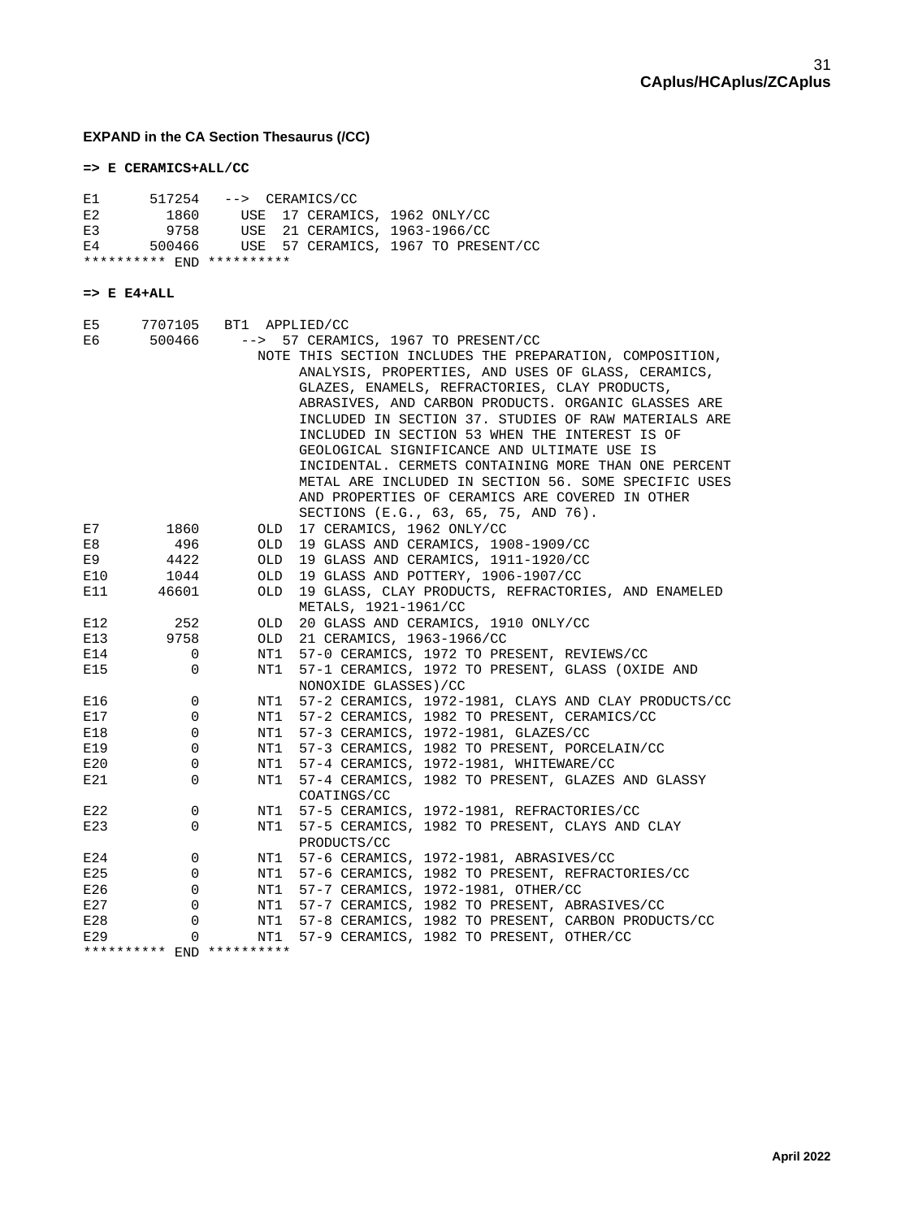**EXPAND in the CA Section Thesaurus (/CC)**

**=> E CERAMICS+ALL/CC**

```
E1      517254   -->  CERAMICS/CC
E2        1860     USE  17 CERAMICS, 1962 ONLY/CC
E3        9758     USE  21 CERAMICS, 1963-1966/CC
E4      500466     USE  57 CERAMICS, 1967 TO PRESENT/CC
********** END **********
```

**=> E E4+ALL**

```
E5     7707105   BT1  APPLIED/CC
E6      500466     -->  57 CERAMICS, 1967 TO PRESENT/CC
                      NOTE THIS SECTION INCLUDES THE PREPARATION, COMPOSITION,
                           ANALYSIS, PROPERTIES, AND USES OF GLASS, CERAMICS,
                           GLAZES, ENAMELS, REFRACTORIES, CLAY PRODUCTS,
                           ABRASIVES, AND CARBON PRODUCTS. ORGANIC GLASSES ARE
                           INCLUDED IN SECTION 37. STUDIES OF RAW MATERIALS ARE
                           INCLUDED IN SECTION 53 WHEN THE INTEREST IS OF
                           GEOLOGICAL SIGNIFICANCE AND ULTIMATE USE IS
                           INCIDENTAL. CERMETS CONTAINING MORE THAN ONE PERCENT
                           METAL ARE INCLUDED IN SECTION 56. SOME SPECIFIC USES
                           AND PROPERTIES OF CERAMICS ARE COVERED IN OTHER
                           SECTIONS (E.G., 63, 65, 75, AND 76).
E7        1860       OLD  17 CERAMICS, 1962 ONLY/CC
E8         496       OLD  19 GLASS AND CERAMICS, 1908-1909/CC
E9        4422       OLD  19 GLASS AND CERAMICS, 1911-1920/CC
E10       1044       OLD  19 GLASS AND POTTERY, 1906-1907/CC
E11      46601       OLD  19 GLASS, CLAY PRODUCTS, REFRACTORIES, AND ENAMELED
                          METALS, 1921-1961/CC
E12        252       OLD  20 GLASS AND CERAMICS, 1910 ONLY/CC
E13       9758       OLD  21 CERAMICS, 1963-1966/CC
E14          0       NT1  57-0 CERAMICS, 1972 TO PRESENT, REVIEWS/CC
E15          0       NT1  57-1 CERAMICS, 1972 TO PRESENT, GLASS (OXIDE AND
                          NONOXIDE GLASSES)/CC
E16          0       NT1  57-2 CERAMICS, 1972-1981, CLAYS AND CLAY PRODUCTS/CC
E17          0       NT1  57-2 CERAMICS, 1982 TO PRESENT, CERAMICS/CC
E18          0       NT1  57-3 CERAMICS, 1972-1981, GLAZES/CC
E19          0       NT1  57-3 CERAMICS, 1982 TO PRESENT, PORCELAIN/CC
E20          0       NT1  57-4 CERAMICS, 1972-1981, WHITEWARE/CC
E21          0       NT1  57-4 CERAMICS, 1982 TO PRESENT, GLAZES AND GLASSY
                          COATINGS/CC
E22          0       NT1  57-5 CERAMICS, 1972-1981, REFRACTORIES/CC
E23          0       NT1  57-5 CERAMICS, 1982 TO PRESENT, CLAYS AND CLAY
                          PRODUCTS/CC
E24          0       NT1  57-6 CERAMICS, 1972-1981, ABRASIVES/CC
E25          0       NT1  57-6 CERAMICS, 1982 TO PRESENT, REFRACTORIES/CC
E26          0       NT1  57-7 CERAMICS, 1972-1981, OTHER/CC
E27          0       NT1  57-7 CERAMICS, 1982 TO PRESENT, ABRASIVES/CC
E28          0       NT1  57-8 CERAMICS, 1982 TO PRESENT, CARBON PRODUCTS/CC
E29          0       NT1  57-9 CERAMICS, 1982 TO PRESENT, OTHER/CC
********** END **********
```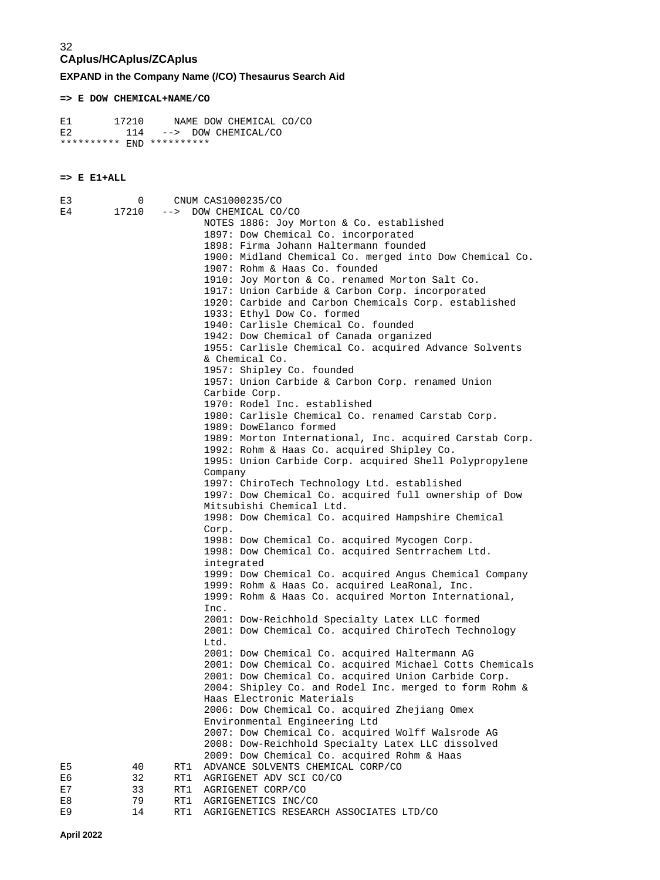## CAplus/HCAplus/ZCAplus

### EXPAND in the Company Name (/CO) Thesaurus Search Aid

**=> E DOW CHEMICAL+NAME/CO**

```
E1       17210      NAME DOW CHEMICAL CO/CO
E2         114   -->  DOW CHEMICAL/CO
********** END **********
```

**=> E E1+ALL**

```
E3           0      CNUM CAS1000235/CO
E4       17210   -->  DOW CHEMICAL CO/CO
                        NOTES 1886: Joy Morton & Co. established
                        1897: Dow Chemical Co. incorporated
                        1898: Firma Johann Haltermann founded
                        1900: Midland Chemical Co. merged into Dow Chemical Co.
                        1907: Rohm & Haas Co. founded
                        1910: Joy Morton & Co. renamed Morton Salt Co.
                        1917: Union Carbide & Carbon Corp. incorporated
                        1920: Carbide and Carbon Chemicals Corp. established
                        1933: Ethyl Dow Co. formed
                        1940: Carlisle Chemical Co. founded
                        1942: Dow Chemical of Canada organized
                        1955: Carlisle Chemical Co. acquired Advance Solvents
                        & Chemical Co.
                        1957: Shipley Co. founded
                        1957: Union Carbide & Carbon Corp. renamed Union
                        Carbide Corp.
                        1970: Rodel Inc. established
                        1980: Carlisle Chemical Co. renamed Carstab Corp.
                        1989: DowElanco formed
                        1989: Morton International, Inc. acquired Carstab Corp.
                        1992: Rohm & Haas Co. acquired Shipley Co.
                        1995: Union Carbide Corp. acquired Shell Polypropylene
                        Company
                        1997: ChiroTech Technology Ltd. established
                        1997: Dow Chemical Co. acquired full ownership of Dow
                        Mitsubishi Chemical Ltd.
                        1998: Dow Chemical Co. acquired Hampshire Chemical
                        Corp.
                        1998: Dow Chemical Co. acquired Mycogen Corp.
                        1998: Dow Chemical Co. acquired Sentrrachem Ltd.
                        integrated
                        1999: Dow Chemical Co. acquired Angus Chemical Company
                        1999: Rohm & Haas Co. acquired LeaRonal, Inc.
                        1999: Rohm & Haas Co. acquired Morton International,
                        Inc.
                        2001: Dow-Reichhold Specialty Latex LLC formed
                        2001: Dow Chemical Co. acquired ChiroTech Technology
                        Ltd.
                        2001: Dow Chemical Co. acquired Haltermann AG
                        2001: Dow Chemical Co. acquired Michael Cotts Chemicals
                        2001: Dow Chemical Co. acquired Union Carbide Corp.
                        2004: Shipley Co. and Rodel Inc. merged to form Rohm &
                        Haas Electronic Materials
                        2006: Dow Chemical Co. acquired Zhejiang Omex
                        Environmental Engineering Ltd
                        2007: Dow Chemical Co. acquired Wolff Walsrode AG
                        2008: Dow-Reichhold Specialty Latex LLC dissolved
                        2009: Dow Chemical Co. acquired Rohm & Haas
E5          40      RT1  ADVANCE SOLVENTS CHEMICAL CORP/CO
E6          32      RT1  AGRIGENET ADV SCI CO/CO
E7          33      RT1  AGRIGENET CORP/CO
E8          79      RT1  AGRIGENETICS INC/CO
E9          14      RT1  AGRIGENETICS RESEARCH ASSOCIATES LTD/CO
```

**April 2022**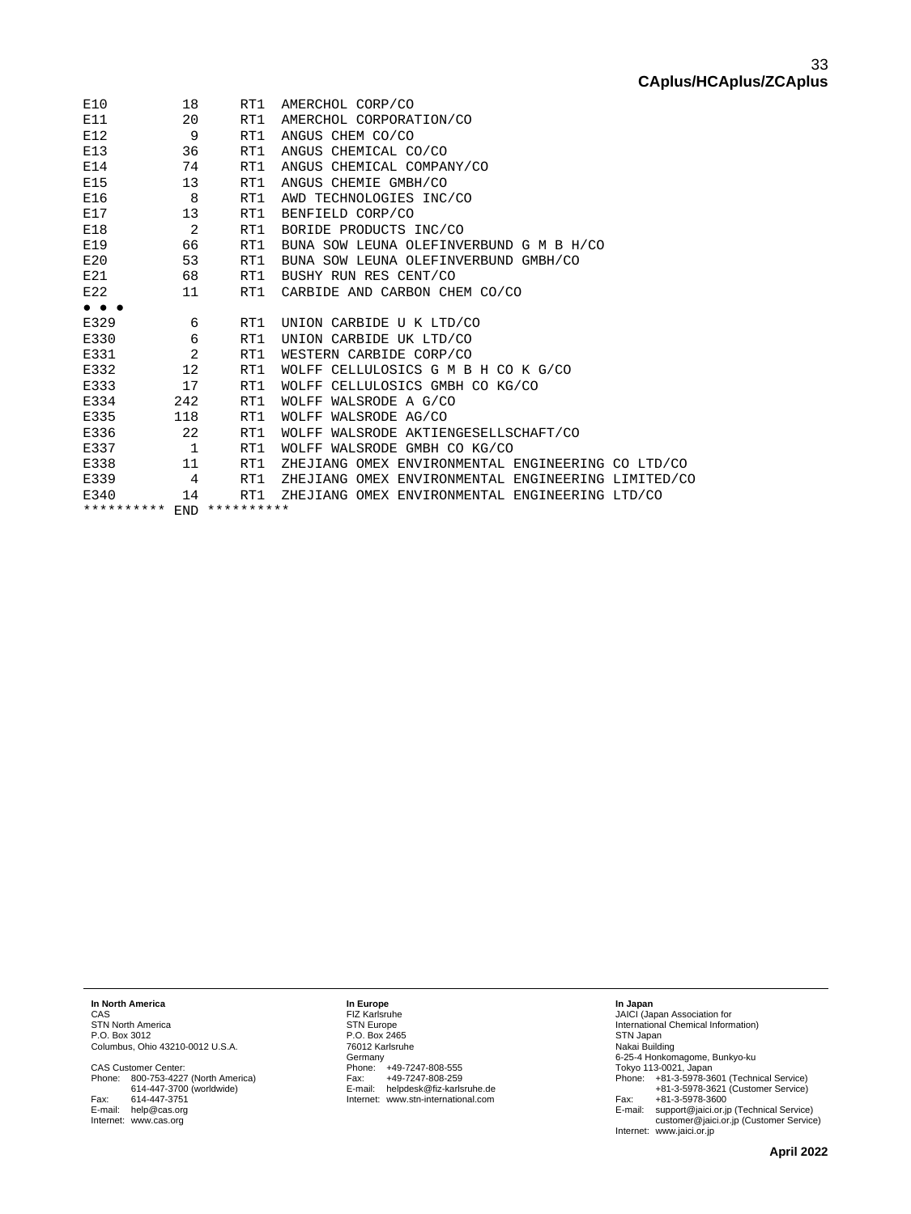```
E10         18    RT1  AMERCHOL CORP/CO
E11         20    RT1  AMERCHOL CORPORATION/CO
E12          9    RT1  ANGUS CHEM CO/CO
E13         36    RT1  ANGUS CHEMICAL CO/CO
E14         74    RT1  ANGUS CHEMICAL COMPANY/CO
E15         13    RT1  ANGUS CHEMIE GMBH/CO
E16          8    RT1  AWD TECHNOLOGIES INC/CO
E17         13    RT1  BENFIELD CORP/CO
E18          2    RT1  BORIDE PRODUCTS INC/CO
E19         66    RT1  BUNA SOW LEUNA OLEFINVERBUND G M B H/CO
E20         53    RT1  BUNA SOW LEUNA OLEFINVERBUND GMBH/CO
E21         68    RT1  BUSHY RUN RES CENT/CO
E22         11    RT1  CARBIDE AND CARBON CHEM CO/CO
• • •
E329         6    RT1  UNION CARBIDE U K LTD/CO
E330         6    RT1  UNION CARBIDE UK LTD/CO
E331         2    RT1  WESTERN CARBIDE CORP/CO
E332        12    RT1  WOLFF CELLULOSICS G M B H CO K G/CO
E333        17    RT1  WOLFF CELLULOSICS GMBH CO KG/CO
E334       242    RT1  WOLFF WALSRODE A G/CO
E335       118    RT1  WOLFF WALSRODE AG/CO
E336        22    RT1  WOLFF WALSRODE AKTIENGESELLSCHAFT/CO
E337         1    RT1  WOLFF WALSRODE GMBH CO KG/CO
E338        11    RT1  ZHEJIANG OMEX ENVIRONMENTAL ENGINEERING CO LTD/CO
E339         4    RT1  ZHEJIANG OMEX ENVIRONMENTAL ENGINEERING LIMITED/CO
E340        14    RT1  ZHEJIANG OMEX ENVIRONMENTAL ENGINEERING LTD/CO
********** END **********
```

**In North America**
CAS
STN North America
P.O. Box 3012
Columbus, Ohio 43210-0012 U.S.A.

CAS Customer Center:
Phone: 800-753-4227 (North America)
614-447-3700 (worldwide)
Fax: 614-447-3751
E-mail: help@cas.org
Internet: www.cas.org

**In Europe**
FIZ Karlsruhe
STN Europe
P.O. Box 2465
76012 Karlsruhe
Germany
Phone: +49-7247-808-555
Fax: +49-7247-808-259
E-mail: helpdesk@fiz-karlsruhe.de
Internet: www.stn-international.com

**In Japan**
JAICI (Japan Association for International Chemical Information)
STN Japan
Nakai Building
6-25-4 Honkomagome, Bunkyo-ku
Tokyo 113-0021, Japan
Phone: +81-3-5978-3601 (Technical Service)
+81-3-5978-3621 (Customer Service)
Fax: +81-3-5978-3600
E-mail: support@jaici.or.jp (Technical Service)
customer@jaici.or.jp (Customer Service)
Internet: www.jaici.or.jp

**April 2022**